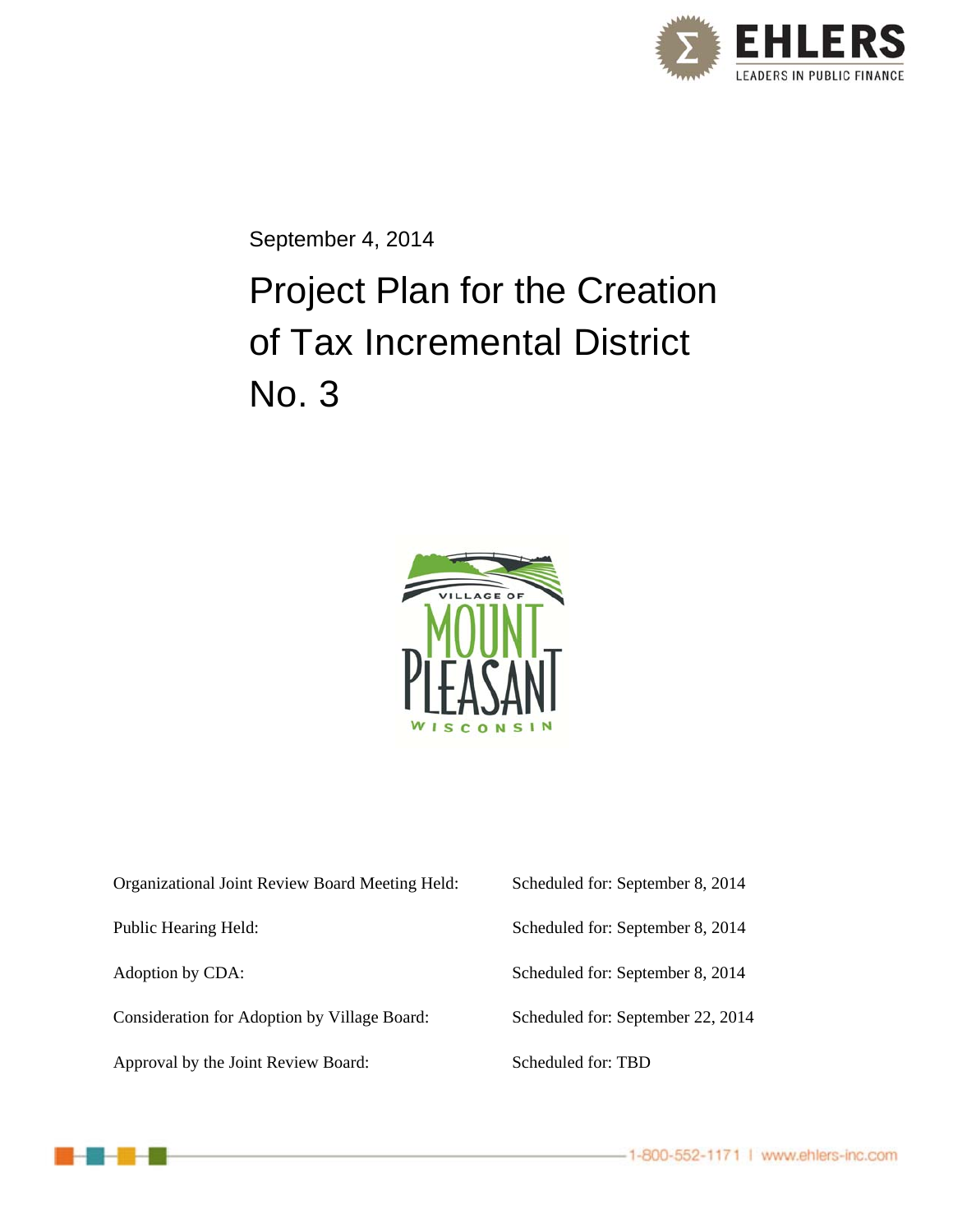September 4, 2014

# Project Plan for the Creation of Tax Incremental District No. 3

| | |
|---|---|
| Organizational Joint Review Board Meeting Held: | Scheduled for: September 8, 2014 |
| Public Hearing Held: | Scheduled for: September 8, 2014 |
| Adoption by CDA: | Scheduled for: September 8, 2014 |
| Consideration for Adoption by Village Board: | Scheduled for: September 22, 2014 |
| Approval by the Joint Review Board: | Scheduled for: TBD |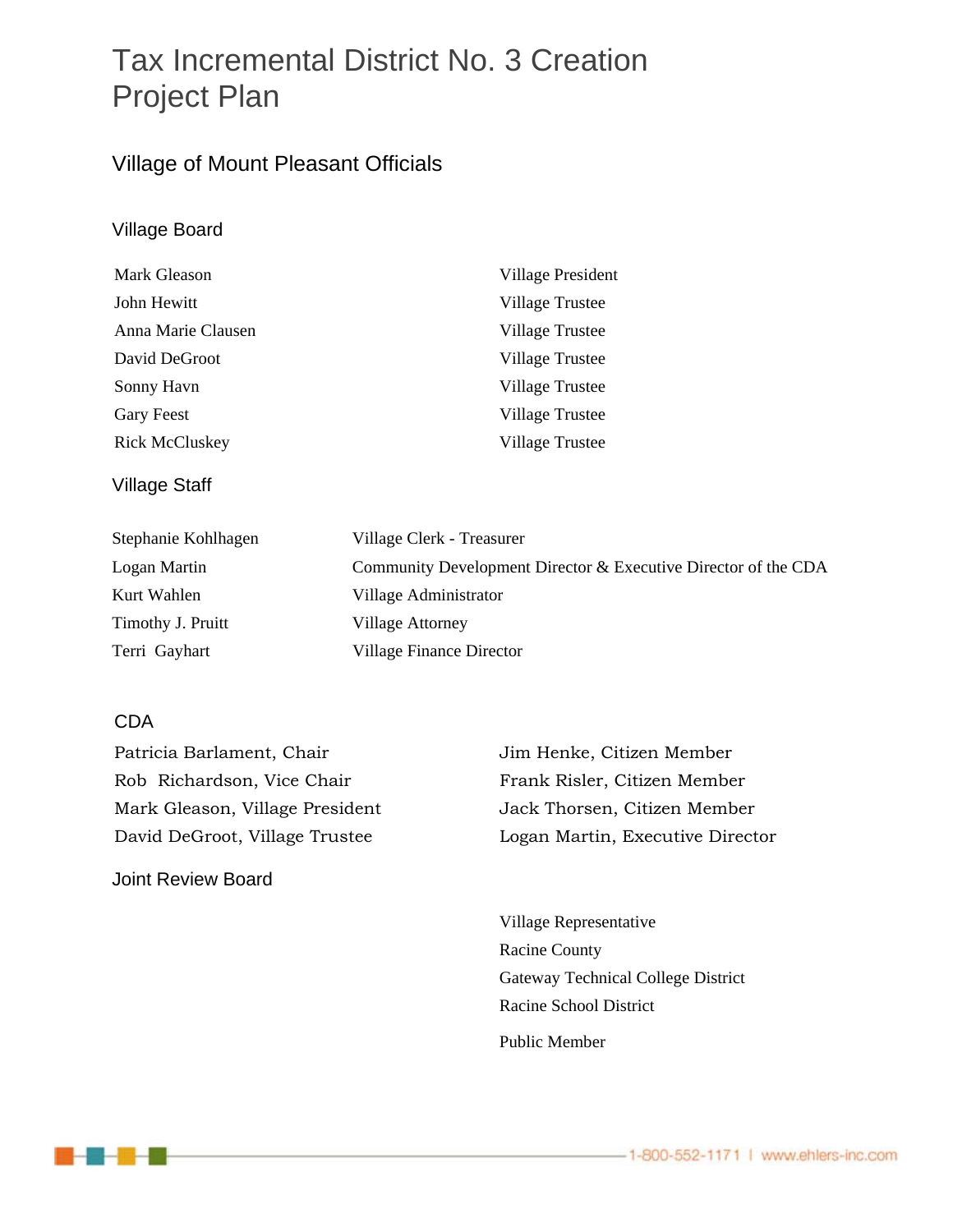# Tax Incremental District No. 3 Creation Project Plan

## Village of Mount Pleasant Officials

### Village Board

| | |
|---|---|
| Mark Gleason | Village President |
| John Hewitt | Village Trustee |
| Anna Marie Clausen | Village Trustee |
| David DeGroot | Village Trustee |
| Sonny Havn | Village Trustee |
| Gary Feest | Village Trustee |
| Rick McCluskey | Village Trustee |

### Village Staff

| | |
|---|---|
| Stephanie Kohlhagen | Village Clerk - Treasurer |
| Logan Martin | Community Development Director & Executive Director of the CDA |
| Kurt Wahlen | Village Administrator |
| Timothy J. Pruitt | Village Attorney |
| Terri Gayhart | Village Finance Director |

### CDA

Patricia Barlament, Chair
Rob Richardson, Vice Chair
Mark Gleason, Village President
David DeGroot, Village Trustee
Jim Henke, Citizen Member
Frank Risler, Citizen Member
Jack Thorsen, Citizen Member
Logan Martin, Executive Director

### Joint Review Board

Village Representative
Racine County
Gateway Technical College District
Racine School District
Public Member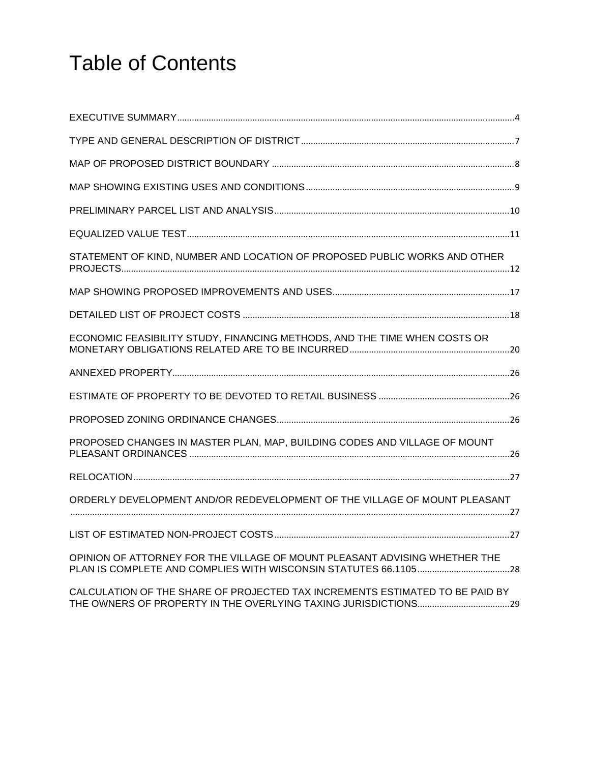# Table of Contents

EXECUTIVE SUMMARY....................................................................................................................................4

TYPE AND GENERAL DESCRIPTION OF DISTRICT........................................................................................7

MAP OF PROPOSED DISTRICT BOUNDARY ....................................................................................................8

MAP SHOWING EXISTING USES AND CONDITIONS.......................................................................................9

PRELIMINARY PARCEL LIST AND ANALYSIS..................................................................................................10

EQUALIZED VALUE TEST....................................................................................................................................11

STATEMENT OF KIND, NUMBER AND LOCATION OF PROPOSED PUBLIC WORKS AND OTHER PROJECTS.............................................................................................................................................................12

MAP SHOWING PROPOSED IMPROVEMENTS AND USES..........................................................................17

DETAILED LIST OF PROJECT COSTS ..............................................................................................................18

ECONOMIC FEASIBILITY STUDY, FINANCING METHODS, AND THE TIME WHEN COSTS OR MONETARY OBLIGATIONS RELATED ARE TO BE INCURRED..................................................................20

ANNEXED PROPERTY..........................................................................................................................................26

ESTIMATE OF PROPERTY TO BE DEVOTED TO RETAIL BUSINESS .......................................................26

PROPOSED ZONING ORDINANCE CHANGES................................................................................................26

PROPOSED CHANGES IN MASTER PLAN, MAP, BUILDING CODES AND VILLAGE OF MOUNT PLEASANT ORDINANCES ..................................................................................................................................26

RELOCATION..........................................................................................................................................................27

ORDERLY DEVELOPMENT AND/OR REDEVELOPMENT OF THE VILLAGE OF MOUNT PLEASANT ..................................................................................................................................................................................27

LIST OF ESTIMATED NON-PROJECT COSTS.................................................................................................27

OPINION OF ATTORNEY FOR THE VILLAGE OF MOUNT PLEASANT ADVISING WHETHER THE PLAN IS COMPLETE AND COMPLIES WITH WISCONSIN STATUTES 66.1105.......................................28

CALCULATION OF THE SHARE OF PROJECTED TAX INCREMENTS ESTIMATED TO BE PAID BY THE OWNERS OF PROPERTY IN THE OVERLYING TAXING JURISDICTIONS.......................................29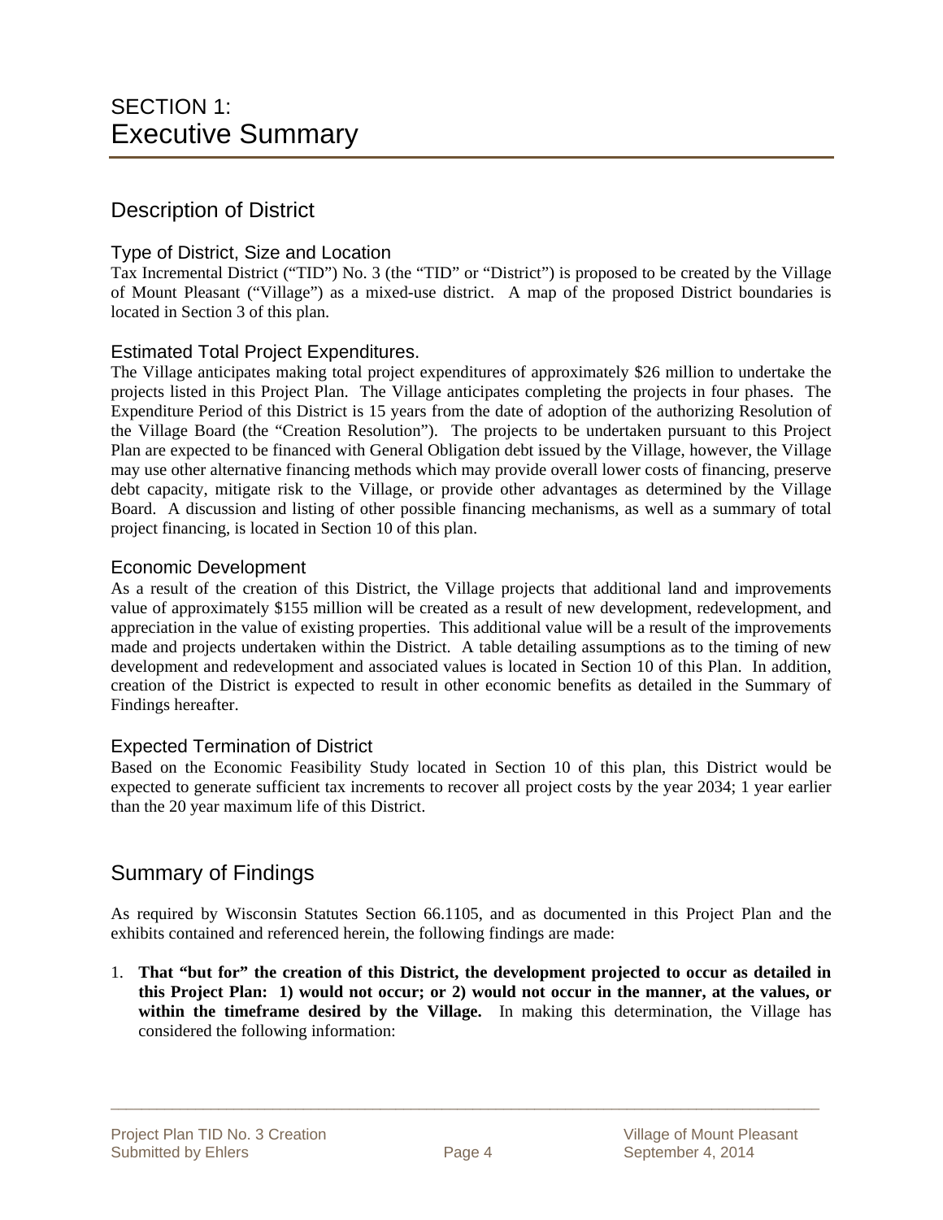# SECTION 1: Executive Summary

## Description of District

### Type of District, Size and Location

Tax Incremental District ("TID") No. 3 (the "TID" or "District") is proposed to be created by the Village of Mount Pleasant ("Village") as a mixed-use district. A map of the proposed District boundaries is located in Section 3 of this plan.

### Estimated Total Project Expenditures.

The Village anticipates making total project expenditures of approximately $26 million to undertake the projects listed in this Project Plan. The Village anticipates completing the projects in four phases. The Expenditure Period of this District is 15 years from the date of adoption of the authorizing Resolution of the Village Board (the "Creation Resolution"). The projects to be undertaken pursuant to this Project Plan are expected to be financed with General Obligation debt issued by the Village, however, the Village may use other alternative financing methods which may provide overall lower costs of financing, preserve debt capacity, mitigate risk to the Village, or provide other advantages as determined by the Village Board. A discussion and listing of other possible financing mechanisms, as well as a summary of total project financing, is located in Section 10 of this plan.

### Economic Development

As a result of the creation of this District, the Village projects that additional land and improvements value of approximately $155 million will be created as a result of new development, redevelopment, and appreciation in the value of existing properties. This additional value will be a result of the improvements made and projects undertaken within the District. A table detailing assumptions as to the timing of new development and redevelopment and associated values is located in Section 10 of this Plan. In addition, creation of the District is expected to result in other economic benefits as detailed in the Summary of Findings hereafter.

### Expected Termination of District

Based on the Economic Feasibility Study located in Section 10 of this plan, this District would be expected to generate sufficient tax increments to recover all project costs by the year 2034; 1 year earlier than the 20 year maximum life of this District.

## Summary of Findings

As required by Wisconsin Statutes Section 66.1105, and as documented in this Project Plan and the exhibits contained and referenced herein, the following findings are made:

1. **That "but for" the creation of this District, the development projected to occur as detailed in this Project Plan: 1) would not occur; or 2) would not occur in the manner, at the values, or within the timeframe desired by the Village.** In making this determination, the Village has considered the following information: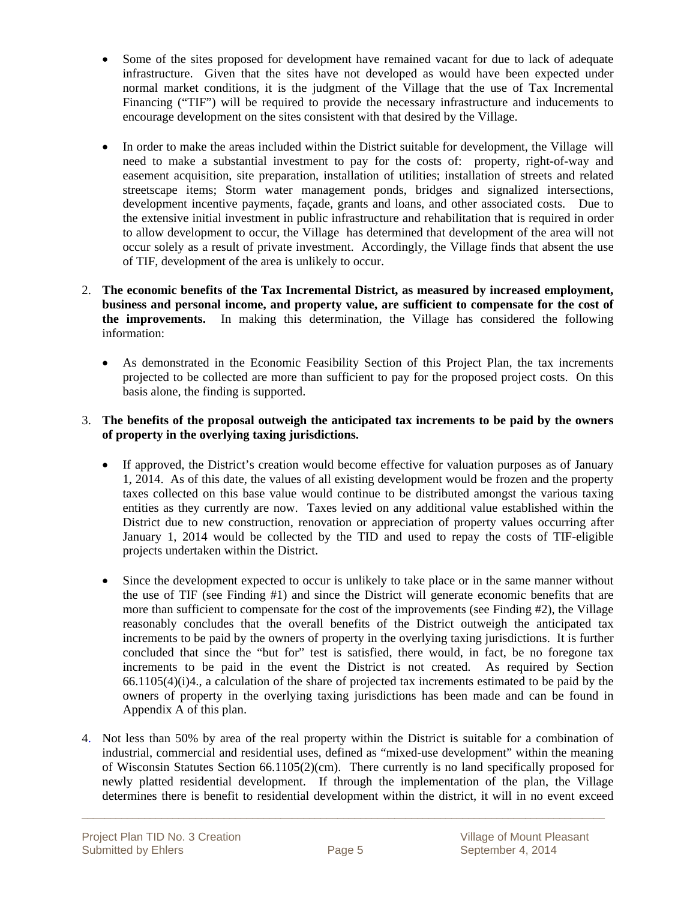- Some of the sites proposed for development have remained vacant for due to lack of adequate infrastructure. Given that the sites have not developed as would have been expected under normal market conditions, it is the judgment of the Village that the use of Tax Incremental Financing ("TIF") will be required to provide the necessary infrastructure and inducements to encourage development on the sites consistent with that desired by the Village.

- In order to make the areas included within the District suitable for development, the Village will need to make a substantial investment to pay for the costs of: property, right-of-way and easement acquisition, site preparation, installation of utilities; installation of streets and related streetscape items; Storm water management ponds, bridges and signalized intersections, development incentive payments, façade, grants and loans, and other associated costs. Due to the extensive initial investment in public infrastructure and rehabilitation that is required in order to allow development to occur, the Village has determined that development of the area will not occur solely as a result of private investment. Accordingly, the Village finds that absent the use of TIF, development of the area is unlikely to occur.

2. **The economic benefits of the Tax Incremental District, as measured by increased employment, business and personal income, and property value, are sufficient to compensate for the cost of the improvements.** In making this determination, the Village has considered the following information:

   - As demonstrated in the Economic Feasibility Section of this Project Plan, the tax increments projected to be collected are more than sufficient to pay for the proposed project costs. On this basis alone, the finding is supported.

3. **The benefits of the proposal outweigh the anticipated tax increments to be paid by the owners of property in the overlying taxing jurisdictions.**

   - If approved, the District's creation would become effective for valuation purposes as of January 1, 2014. As of this date, the values of all existing development would be frozen and the property taxes collected on this base value would continue to be distributed amongst the various taxing entities as they currently are now. Taxes levied on any additional value established within the District due to new construction, renovation or appreciation of property values occurring after January 1, 2014 would be collected by the TID and used to repay the costs of TIF-eligible projects undertaken within the District.

   - Since the development expected to occur is unlikely to take place or in the same manner without the use of TIF (see Finding #1) and since the District will generate economic benefits that are more than sufficient to compensate for the cost of the improvements (see Finding #2), the Village reasonably concludes that the overall benefits of the District outweigh the anticipated tax increments to be paid by the owners of property in the overlying taxing jurisdictions. It is further concluded that since the "but for" test is satisfied, there would, in fact, be no foregone tax increments to be paid in the event the District is not created. As required by Section 66.1105(4)(i)4., a calculation of the share of projected tax increments estimated to be paid by the owners of property in the overlying taxing jurisdictions has been made and can be found in Appendix A of this plan.

4. Not less than 50% by area of the real property within the District is suitable for a combination of industrial, commercial and residential uses, defined as "mixed-use development" within the meaning of Wisconsin Statutes Section 66.1105(2)(cm). There currently is no land specifically proposed for newly platted residential development. If through the implementation of the plan, the Village determines there is benefit to residential development within the district, it will in no event exceed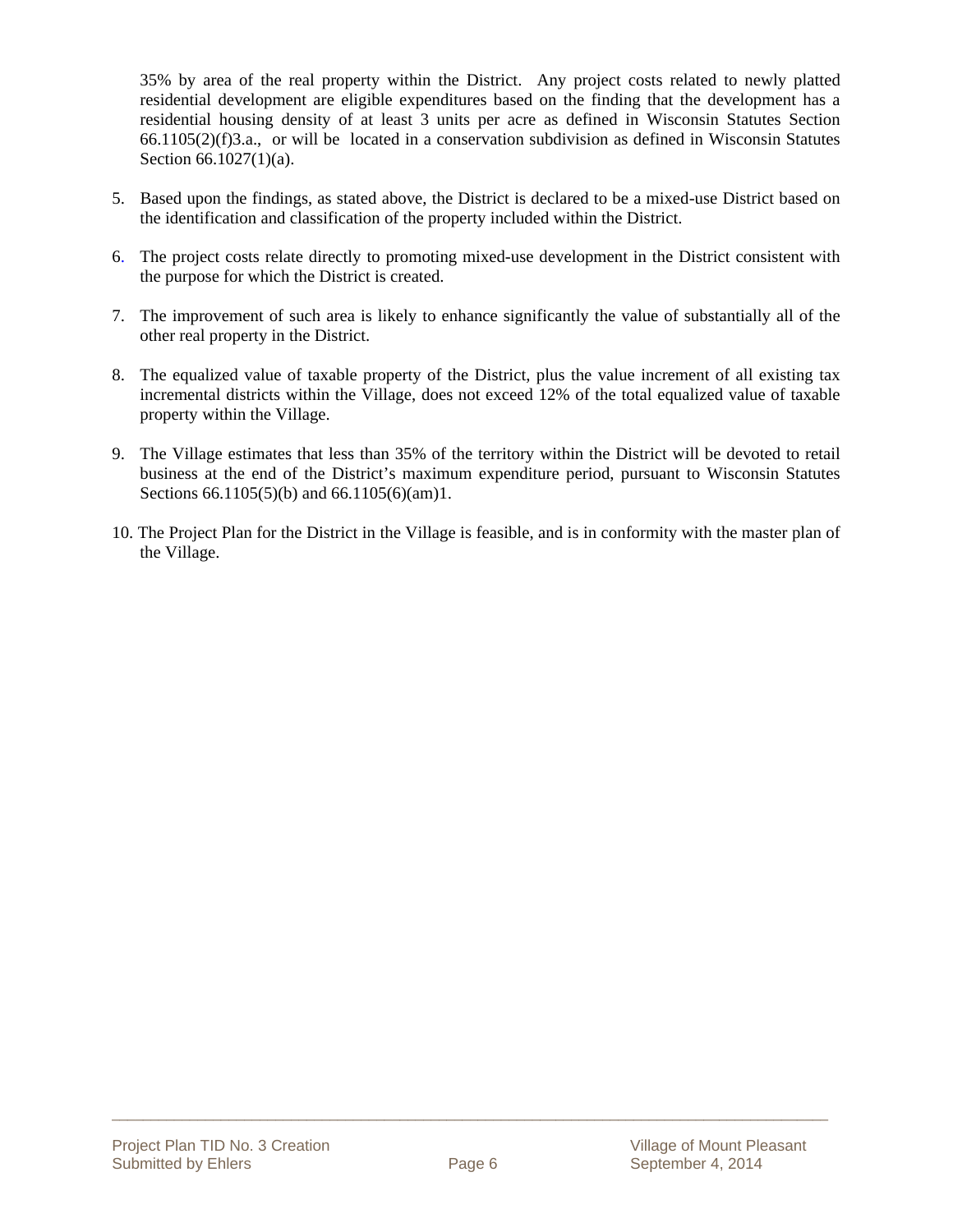35% by area of the real property within the District. Any project costs related to newly platted residential development are eligible expenditures based on the finding that the development has a residential housing density of at least 3 units per acre as defined in Wisconsin Statutes Section 66.1105(2)(f)3.a., or will be located in a conservation subdivision as defined in Wisconsin Statutes Section 66.1027(1)(a).

5. Based upon the findings, as stated above, the District is declared to be a mixed-use District based on the identification and classification of the property included within the District.

6. The project costs relate directly to promoting mixed-use development in the District consistent with the purpose for which the District is created.

7. The improvement of such area is likely to enhance significantly the value of substantially all of the other real property in the District.

8. The equalized value of taxable property of the District, plus the value increment of all existing tax incremental districts within the Village, does not exceed 12% of the total equalized value of taxable property within the Village.

9. The Village estimates that less than 35% of the territory within the District will be devoted to retail business at the end of the District's maximum expenditure period, pursuant to Wisconsin Statutes Sections 66.1105(5)(b) and 66.1105(6)(am)1.

10. The Project Plan for the District in the Village is feasible, and is in conformity with the master plan of the Village.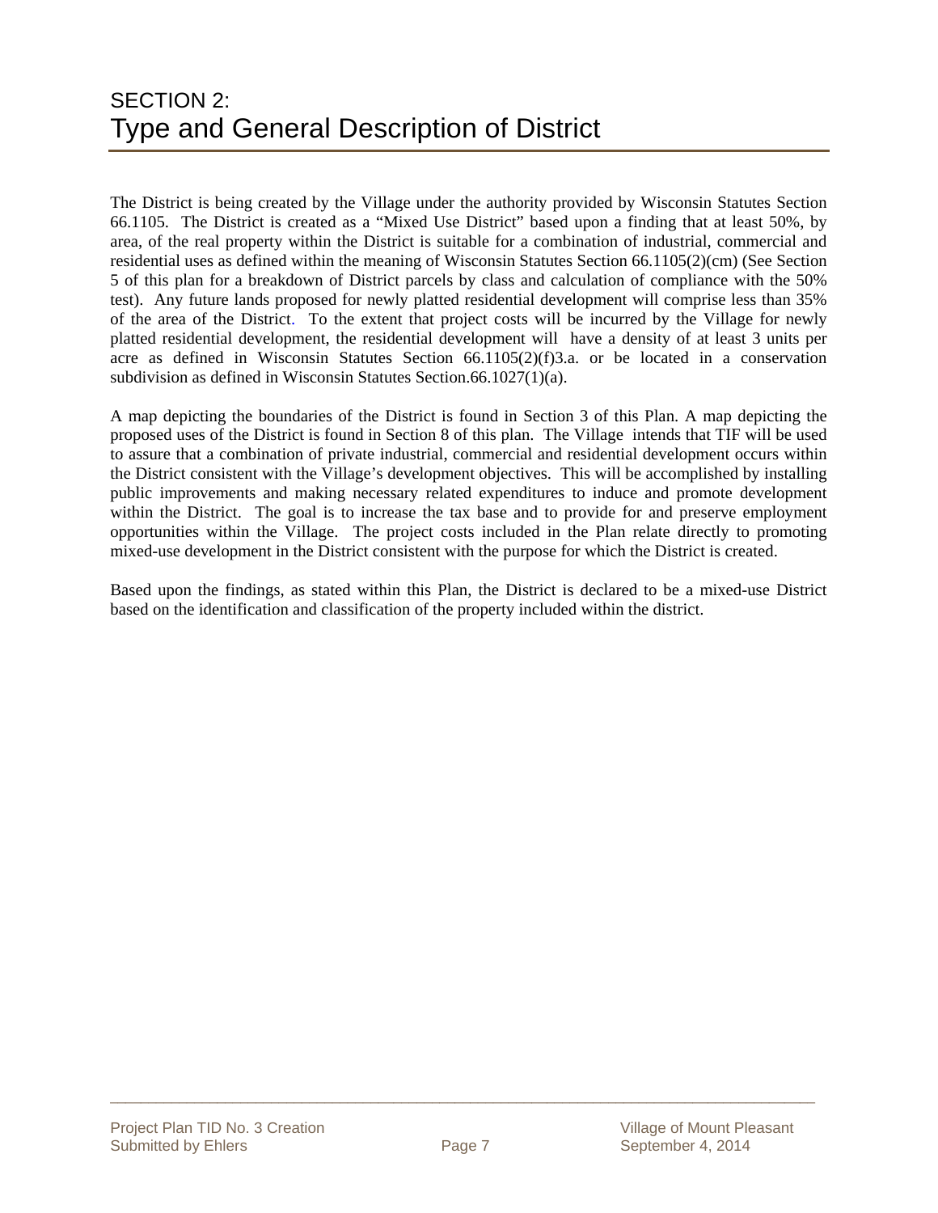# SECTION 2:
# Type and General Description of District

The District is being created by the Village under the authority provided by Wisconsin Statutes Section 66.1105. The District is created as a "Mixed Use District" based upon a finding that at least 50%, by area, of the real property within the District is suitable for a combination of industrial, commercial and residential uses as defined within the meaning of Wisconsin Statutes Section 66.1105(2)(cm) (See Section 5 of this plan for a breakdown of District parcels by class and calculation of compliance with the 50% test). Any future lands proposed for newly platted residential development will comprise less than 35% of the area of the District. To the extent that project costs will be incurred by the Village for newly platted residential development, the residential development will have a density of at least 3 units per acre as defined in Wisconsin Statutes Section 66.1105(2)(f)3.a. or be located in a conservation subdivision as defined in Wisconsin Statutes Section.66.1027(1)(a).

A map depicting the boundaries of the District is found in Section 3 of this Plan. A map depicting the proposed uses of the District is found in Section 8 of this plan. The Village intends that TIF will be used to assure that a combination of private industrial, commercial and residential development occurs within the District consistent with the Village's development objectives. This will be accomplished by installing public improvements and making necessary related expenditures to induce and promote development within the District. The goal is to increase the tax base and to provide for and preserve employment opportunities within the Village. The project costs included in the Plan relate directly to promoting mixed-use development in the District consistent with the purpose for which the District is created.

Based upon the findings, as stated within this Plan, the District is declared to be a mixed-use District based on the identification and classification of the property included within the district.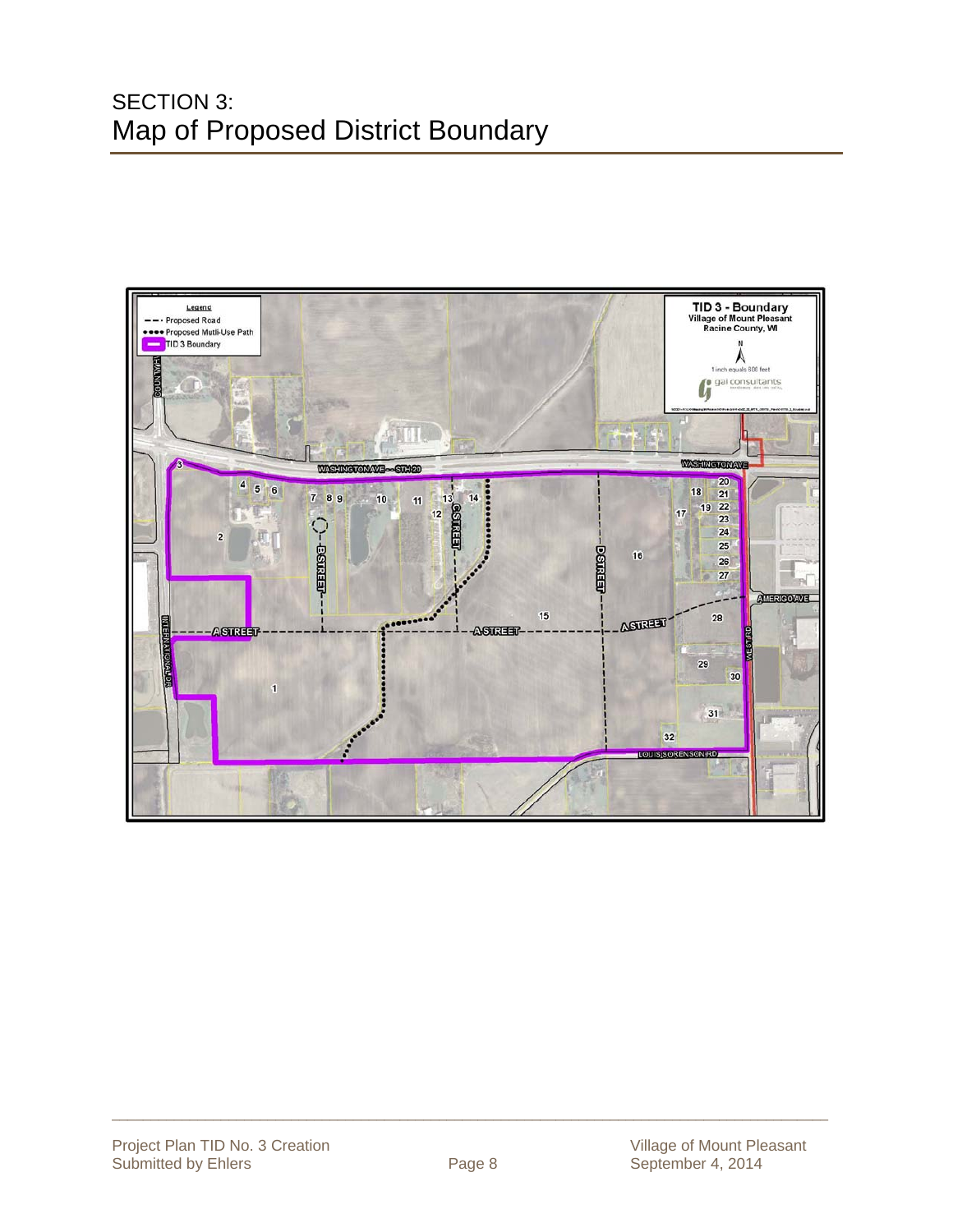# SECTION 3:
# Map of Proposed District Boundary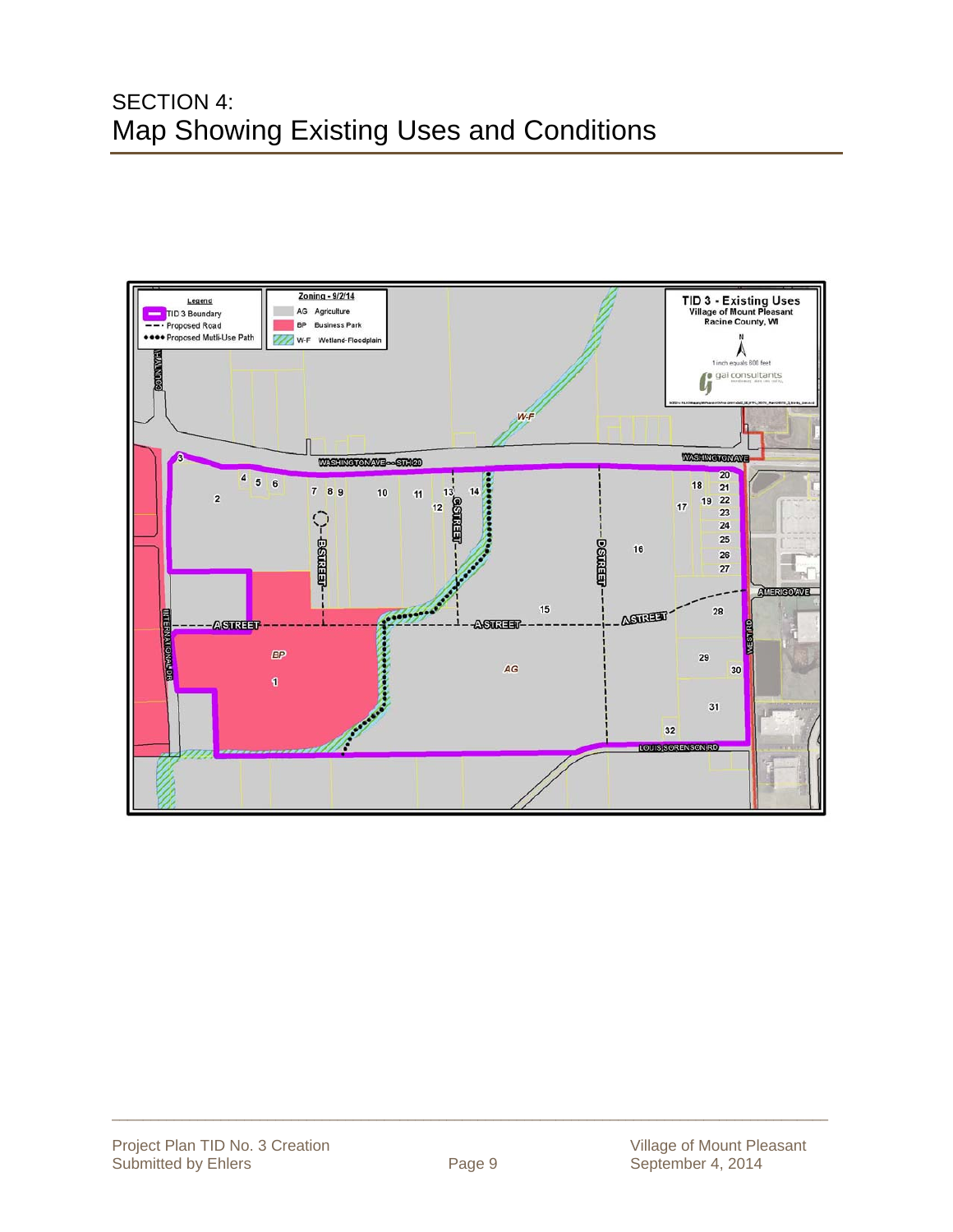# SECTION 4:
# Map Showing Existing Uses and Conditions

**Legend**
- TID 3 Boundary
- Proposed Road
- Proposed Mutli-Use Path

**Zoning - 9/2/14**
- AG Agriculture
- BP Business Park
- W-F Wetland-Floodplain

**TID 3 - Existing Uses**
Village of Mount Pleasant
Racine County, WI

1 inch equals 800 feet

gai consultants

WASHINGTON AVE -- STH 20

A STREET

B STREET

C STREET

D STREET

AMERIGO AVE

WEST RD

INTERNATIONAL DR

LOUIS SORENSON RD

COUNTY H

BP

AG

W-F

1 2 3 4 5 6 7 8 9 10 11 12 13 14 15 16 17 18 19 20 21 22 23 24 25 26 27 28 29 30 31 32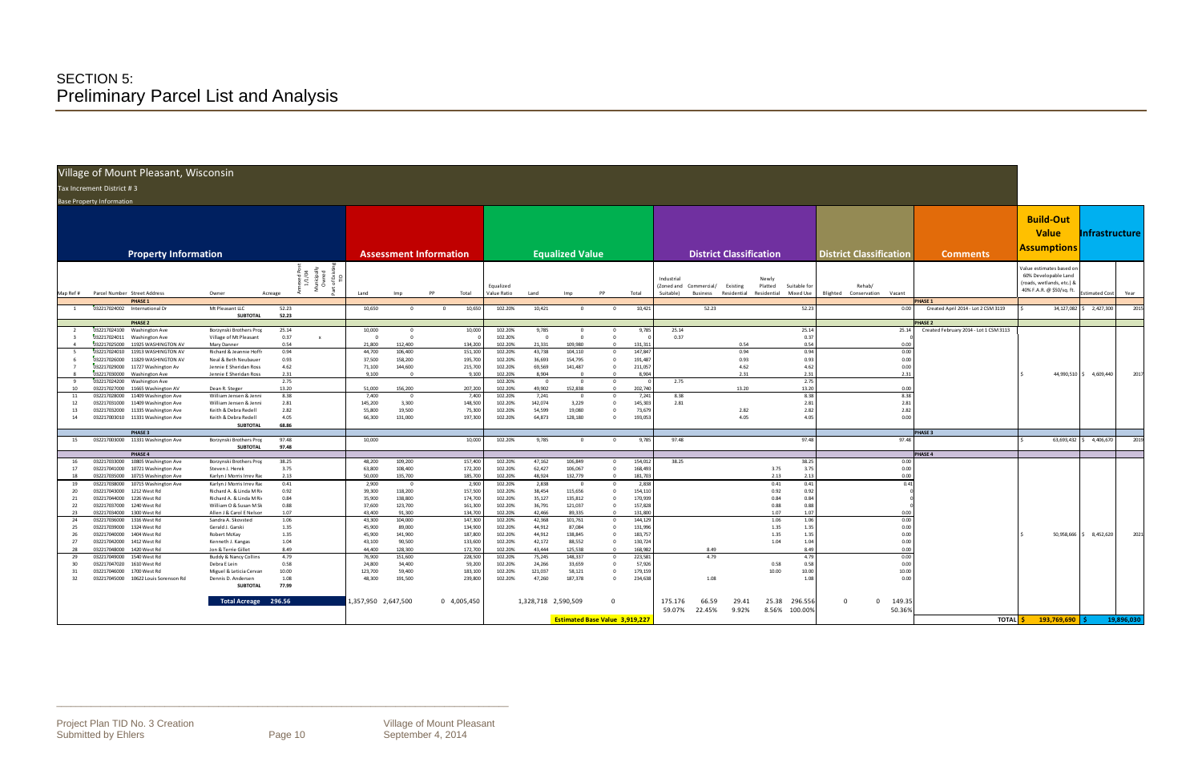# SECTION 5: Preliminary Parcel List and Analysis

## Village of Mount Pleasant, Wisconsin

Tax Increment District # 3

Base Property Information

| Property Information | | | | | | | | Assessment Information | | | | Equalized Value | | | | | District Classification | | | | | District Classification | | | Comments | Build-Out Value Assumptions | Infrastructure | |
|---|---|---|---|---|---|---|---|---|---|---|---|---|---|---|---|---|---|---|---|---|---|---|---|---|---|---|---|---|
| Map Ref # | Parcel Number | Street Address | Owner | Acreage | Annexed Post 1/1/04 | Municipally Owned | Part of Existing TID | Land | Imp | PP | Total | Equalized Value Ratio | Land | Imp | PP | Total | Industrial (Zoned and Suitable) | Commercial/ Business | Existing Residential | Newly Platted Residential | Suitable for Mixed Use | Blighted | Rehab/ Conservation | Vacant | | Value estimates based on 60% Developable Land (roads, wetlands, etc.) & 40% F.A.R. @ $50/sq. ft. | Estimated Cost | Year |
| | PHASE 1 | | | | | | | | | | | | | | | | | | | | | | | | PHASE 1 | | | |
| 1 | 032217024002 | International Dr | Mt Pleasant LLC | 52.23 | | | | 10,650 | 0 | 0 | 10,650 | 102.20% | 10,421 | 0 | 0 | 10,421 | | 52.23 | | | 52.23 | | | 0.00 | Created April 2014 - Lot 2 CSM 3119 | $ 34,127,082 | $ 2,427,300 | 2015 |
| | | | SUBTOTAL | 52.23 | | | | | | | | | | | | | | | | | | | | | | | | |
| | PHASE 2 | | | | | | | | | | | | | | | | | | | | | | | | PHASE 2 | | | |
| 2 | 032217024100 | Washington Ave | Borzynski Brothers Prop | 25.14 | | | | 10,000 | 0 | | 10,000 | 102.20% | 9,785 | 0 | 0 | 9,785 | 25.14 | | | | 25.14 | | | 25.14 | Created February 2014 - Lot 1 CSM 3113 | | | |
| 3 | 032217024011 | Washington Ave | Village of Mt Pleasant | 0.37 | | x | | 0 | 0 | | 0 | 102.20% | 0 | 0 | 0 | 0 | 0.37 | | | | 0.37 | | | 0 | | | | |
| 4 | 032217025000 | 11925 WASHINGTON AV | Mary Danner | 0.54 | | | | 21,800 | 112,400 | | 134,200 | 102.20% | 21,331 | 109,980 | 0 | 131,311 | | | 0.54 | | 0.54 | | | 0.00 | | | | |
| 5 | 032217024010 | 11913 WASHINGTON AV | Richard & Jeannie Hoffr | 0.94 | | | | 44,700 | 106,400 | | 151,100 | 102.20% | 43,738 | 104,110 | 0 | 147,847 | | | 0.94 | | 0.94 | | | 0.00 | | | | |
| 6 | 032217026000 | 11829 WASHINGTON AV | Neal & Beth Neubauer | 0.93 | | | | 37,500 | 158,200 | | 195,700 | 102.20% | 36,693 | 154,795 | 0 | 191,487 | | | 0.93 | | 0.93 | | | 0.00 | | | | |
| 7 | 032217029000 | 11727 Washington Av | Jennie E Sheridan Ross | 4.62 | | | | 71,100 | 144,600 | | 215,700 | 102.20% | 69,569 | 141,487 | 0 | 211,057 | | | 4.62 | | 4.62 | | | 0.00 | | | | |
| 8 | 032217030000 | Washington Ave | Jennie E Sheridan Ross | 2.31 | | | | 9,100 | 0 | | 9,100 | 102.20% | 8,904 | 0 | 0 | 8,904 | | | 2.31 | | 2.31 | | | 2.31 | | $ 44,990,510 | $ 4,609,440 | 2017 |
| 9 | 032217024200 | Washington Ave | | 2.75 | | | | | | | | 102.20% | 0 | 0 | 0 | 0 | 2.75 | | | | 2.75 | | | 2.75 | | | | |
| 10 | 032217027000 | 11665 Washington AV | Dean R. Steger | 13.20 | | | | 51,000 | 156,200 | | 207,200 | 102.20% | 49,902 | 152,838 | 0 | 202,740 | | | 13.20 | | 13.20 | | | 0.00 | | | | |
| 11 | 032217028000 | 11409 Washington Ave | William Jensen & Jenni | 8.38 | | | | 7,400 | 0 | | 7,400 | 102.20% | 7,241 | 0 | 0 | 7,241 | 8.38 | | | | 8.38 | | | 8.38 | | | | |
| 12 | 032217031000 | 11409 Washington Ave | William Jensen & Jenni | 2.81 | | | | 145,200 | 3,300 | | 148,500 | 102.20% | 142,074 | 3,229 | 0 | 145,303 | 2.81 | | | | 2.81 | | | 2.81 | | | | |
| 13 | 032217032000 | 11335 Washington Ave | Keith & Debra Redell | 2.82 | | | | 55,800 | 19,500 | | 75,300 | 102.20% | 54,599 | 19,080 | 0 | 73,679 | | | 2.82 | | 2.82 | | | 2.82 | | | | |
| 14 | 032217003010 | 11331 Washington Ave | Keith & Debra Redell | 4.05 | | | | 66,300 | 131,000 | | 197,300 | 102.20% | 64,873 | 128,180 | 0 | 193,053 | | | 4.05 | | 4.05 | | | 0.00 | | | | |
| | | | SUBTOTAL | 68.86 | | | | | | | | | | | | | | | | | | | | | | | | |
| | PHASE 3 | | | | | | | | | | | | | | | | | | | | | | | | PHASE 3 | | | |
| 15 | 032217003000 | 11331 Washington Ave | Borzynski Brothers Prop | 97.48 | | | | 10,000 | | | 10,000 | 102.20% | 9,785 | 0 | 0 | 9,785 | 97.48 | | | | 97.48 | | | 97.48 | | $ 63,693,432 | $ 4,406,670 | 2019 |
| | | | SUBTOTAL | 97.48 | | | | | | | | | | | | | | | | | | | | | | | | |
| | PHASE 4 | | | | | | | | | | | | | | | | | | | | | | | | PHASE 4 | | | |
| 16 | 032217033000 | 10805 Washington Ave | Borzynski Brothers Prop | 38.25 | | | | 48,200 | 109,200 | | 157,400 | 102.20% | 47,162 | 106,849 | 0 | 154,012 | 38.25 | | | | 38.25 | | | 0.00 | | | | |
| 17 | 032217041000 | 10721 Washington Ave | Steven J. Herek | 3.75 | | | | 63,800 | 108,400 | | 172,200 | 102.20% | 62,427 | 106,067 | 0 | 168,493 | | | | 3.75 | 3.75 | | | 0.00 | | | | |
| 18 | 032217035000 | 10715 Washington Ave | Karlyn J Morris Irrev Rac | 2.13 | | | | 50,000 | 135,700 | | 185,700 | 102.20% | 48,924 | 132,779 | 0 | 181,703 | | | | 2.13 | 2.13 | | | 0.00 | | | | |
| 19 | 032217038000 | 10715 Washington Ave | Karlyn J Morris Irrev Rac | 0.41 | | | | 2,900 | 0 | | 2,900 | 102.20% | 2,838 | 0 | 0 | 2,838 | | | | 0.41 | 0.41 | | | 0.41 | | | | |
| 20 | 032217043000 | 1212 West Rd | Richard A. & Linda M Ri | 0.92 | | | | 39,300 | 118,200 | | 157,500 | 102.20% | 38,454 | 115,656 | 0 | 154,110 | | | | 0.92 | 0.92 | | | 0 | | | | |
| 21 | 032217044000 | 1226 West Rd | Richard A. & Linda M Ri | 0.84 | | | | 35,900 | 138,800 | | 174,700 | 102.20% | 35,127 | 135,812 | 0 | 170,939 | | | | 0.84 | 0.84 | | | 0 | | | | |
| 22 | 032217037000 | 1240 West Rd | William O & Susan M Sk | 0.88 | | | | 37,600 | 123,700 | | 161,300 | 102.20% | 36,791 | 121,037 | 0 | 157,828 | | | | 0.88 | 0.88 | | | 0 | | | | |
| 23 | 032217034000 | 1300 West Rd | Allen J & Carol E Nelson | 1.07 | | | | 43,400 | 91,300 | | 134,700 | 102.20% | 42,466 | 89,335 | 0 | 131,800 | | | | 1.07 | 1.07 | | | 0.00 | | | | |
| 24 | 032217036000 | 1316 West Rd | Sandra A. Skovsted | 1.06 | | | | 43,300 | 104,000 | | 147,300 | 102.20% | 42,368 | 101,761 | 0 | 144,129 | | | | 1.06 | 1.06 | | | 0.00 | | | | |
| 25 | 032217039000 | 1324 West Rd | Gerald J. Garski | 1.35 | | | | 45,900 | 89,000 | | 134,900 | 102.20% | 44,912 | 87,084 | 0 | 131,996 | | | | 1.35 | 1.35 | | | 0.00 | | | | |
| 26 | 032217040000 | 1404 West Rd | Robert McKay | 1.35 | | | | 45,900 | 141,900 | | 187,800 | 102.20% | 44,912 | 138,845 | 0 | 183,757 | | | | 1.35 | 1.35 | | | 0.00 | | $ 50,958,666 | $ 8,452,620 | 2021 |
| 27 | 032217042000 | 1412 West Rd | Kenneth J. Kangas | 1.04 | | | | 43,100 | 90,500 | | 133,600 | 102.20% | 42,172 | 88,552 | 0 | 130,724 | | | | 1.04 | 1.04 | | | 0.00 | | | | |
| 28 | 032217048000 | 1420 West Rd | Jon & Terrie Gillet | 8.49 | | | | 44,400 | 128,300 | | 172,700 | 102.20% | 43,444 | 125,538 | 0 | 168,982 | | 8.49 | | | 8.49 | | | 0.00 | | | | |
| 29 | 032217049000 | 1540 West Rd | Buddy & Nancy Collins | 4.79 | | | | 76,900 | 151,600 | | 228,500 | 102.20% | 75,245 | 148,337 | 0 | 223,581 | | 4.79 | | | 4.79 | | | 0.00 | | | | |
| 30 | 032217047020 | 1610 West Rd | Debra E Lein | 0.58 | | | | 24,800 | 34,400 | | 59,200 | 102.20% | 24,266 | 33,659 | 0 | 57,926 | | | | 0.58 | 0.58 | | | 0.00 | | | | |
| 31 | 032217046000 | 1700 West Rd | Miguel & Leticia Cervan | 10.00 | | | | 123,700 | 59,400 | | 183,100 | 102.20% | 121,037 | 58,121 | 0 | 179,159 | | | | 10.00 | 10.00 | | | 10.00 | | | | |
| 32 | 032217045000 | 10622 Louis Sorenson Rd | Dennis D. Andersen | 1.08 | | | | 48,300 | 191,500 | | 239,800 | 102.20% | 47,260 | 187,378 | 0 | 234,638 | | 1.08 | | | 1.08 | | | 0.00 | | | | |
| | | | SUBTOTAL | 77.99 | | | | | | | | | | | | | | | | | | | | | | | | |
| | | | Total Acreage | 296.56 | | | | 1,357,950 | 2,647,500 | 0 | 4,005,450 | | 1,328,718 | 2,590,509 | 0 | | 175.176 | 66.59 | 29.41 | 25.38 | 296.556 | 0 | 0 | 149.35 | | | | |
| | | | | | | | | | | | | | | | | | 59.07% | 22.45% | 9.92% | 8.56% | 100.00% | | | 50.36% | | | | |
| | | | | | | | | | | | | | Estimated Base Value | | | 3,919,227 | | | | | | | | | TOTAL | $ 193,769,690 | $ 19,896,030 | |

Project Plan TID No. 3 Creation
Submitted by Ehlers

Village of Mount Pleasant
September 4, 2014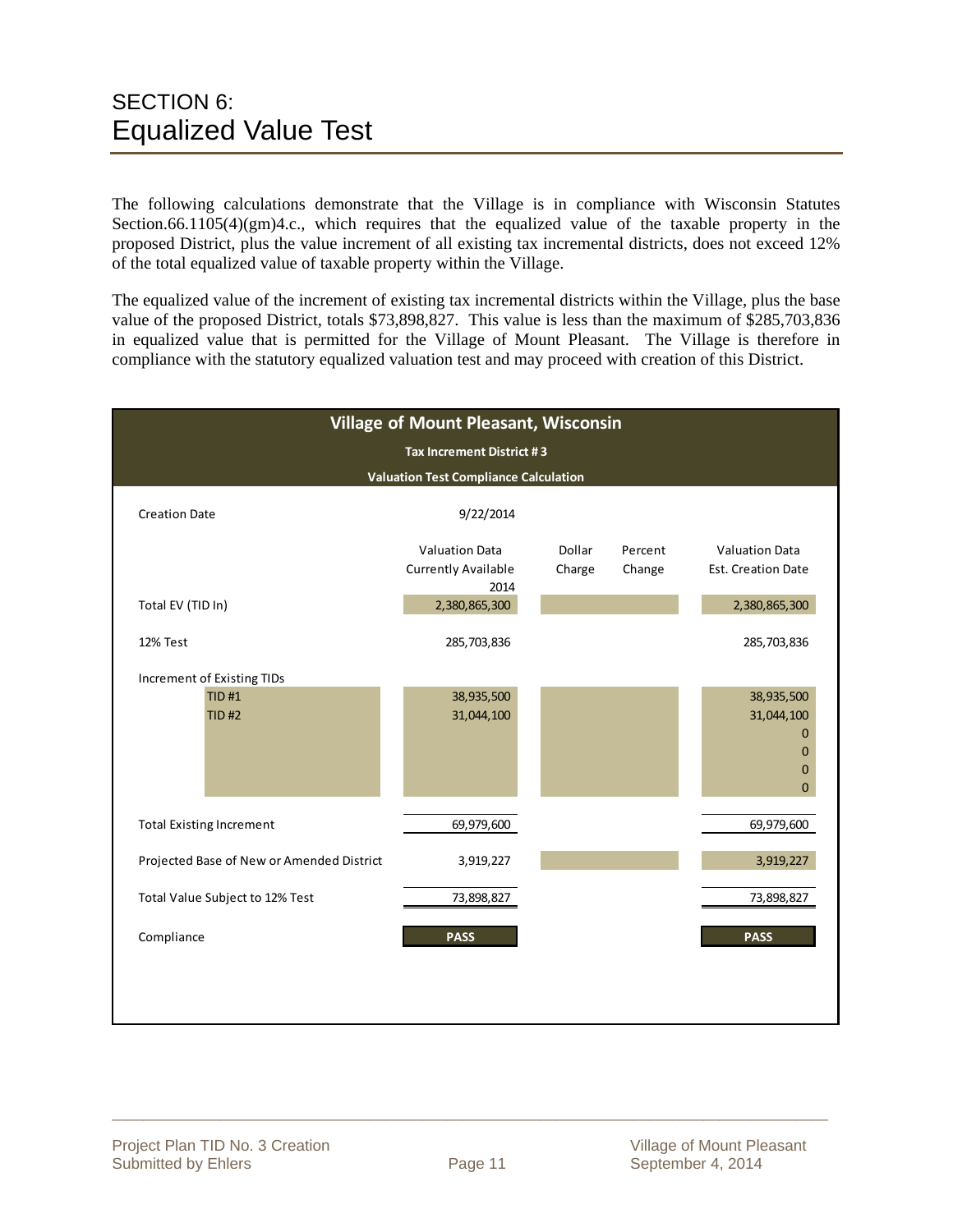# SECTION 6: Equalized Value Test

The following calculations demonstrate that the Village is in compliance with Wisconsin Statutes Section.66.1105(4)(gm)4.c., which requires that the equalized value of the taxable property in the proposed District, plus the value increment of all existing tax incremental districts, does not exceed 12% of the total equalized value of taxable property within the Village.

The equalized value of the increment of existing tax incremental districts within the Village, plus the base value of the proposed District, totals $73,898,827. This value is less than the maximum of $285,703,836 in equalized value that is permitted for the Village of Mount Pleasant. The Village is therefore in compliance with the statutory equalized valuation test and may proceed with creation of this District.

**Village of Mount Pleasant, Wisconsin**

**Tax Increment District # 3**

**Valuation Test Compliance Calculation**

| | | | | |
|---|---|---|---|---|
| Creation Date | 9/22/2014 | | | |
| | Valuation Data Currently Available 2014 | Dollar Charge | Percent Change | Valuation Data Est. Creation Date |
| Total EV (TID In) | 2,380,865,300 | | | 2,380,865,300 |
| 12% Test | 285,703,836 | | | 285,703,836 |
| Increment of Existing TIDs | | | | |
| TID #1 | 38,935,500 | | | 38,935,500 |
| TID #2 | 31,044,100 | | | 31,044,100 |
| | | | | 0 |
| | | | | 0 |
| | | | | 0 |
| | | | | 0 |
| Total Existing Increment | 69,979,600 | | | 69,979,600 |
| Projected Base of New or Amended District | 3,919,227 | | | 3,919,227 |
| Total Value Subject to 12% Test | 73,898,827 | | | 73,898,827 |
| Compliance | PASS | | | PASS |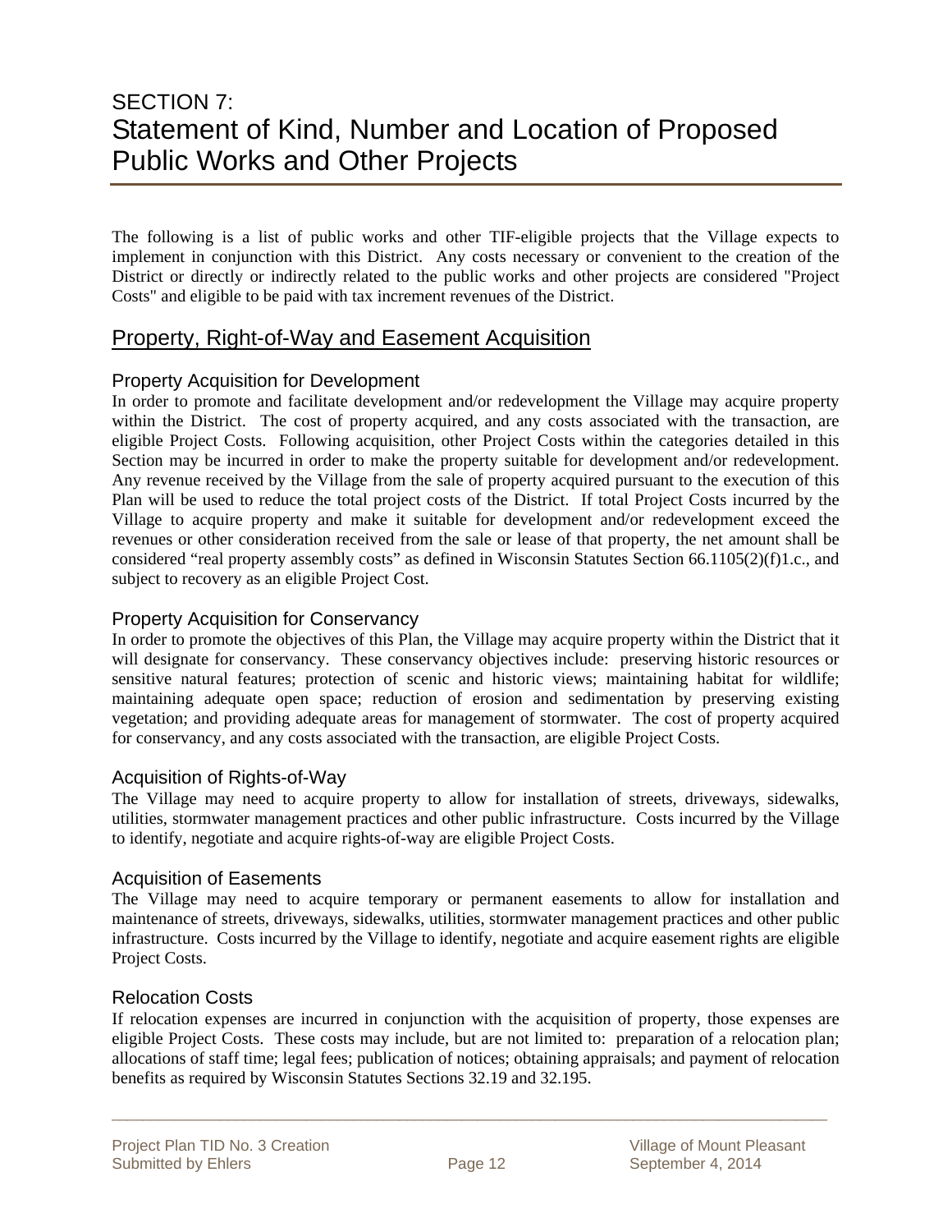# SECTION 7: Statement of Kind, Number and Location of Proposed Public Works and Other Projects

The following is a list of public works and other TIF-eligible projects that the Village expects to implement in conjunction with this District. Any costs necessary or convenient to the creation of the District or directly or indirectly related to the public works and other projects are considered "Project Costs" and eligible to be paid with tax increment revenues of the District.

## Property, Right-of-Way and Easement Acquisition

### Property Acquisition for Development

In order to promote and facilitate development and/or redevelopment the Village may acquire property within the District. The cost of property acquired, and any costs associated with the transaction, are eligible Project Costs. Following acquisition, other Project Costs within the categories detailed in this Section may be incurred in order to make the property suitable for development and/or redevelopment. Any revenue received by the Village from the sale of property acquired pursuant to the execution of this Plan will be used to reduce the total project costs of the District. If total Project Costs incurred by the Village to acquire property and make it suitable for development and/or redevelopment exceed the revenues or other consideration received from the sale or lease of that property, the net amount shall be considered "real property assembly costs" as defined in Wisconsin Statutes Section 66.1105(2)(f)1.c., and subject to recovery as an eligible Project Cost.

### Property Acquisition for Conservancy

In order to promote the objectives of this Plan, the Village may acquire property within the District that it will designate for conservancy. These conservancy objectives include: preserving historic resources or sensitive natural features; protection of scenic and historic views; maintaining habitat for wildlife; maintaining adequate open space; reduction of erosion and sedimentation by preserving existing vegetation; and providing adequate areas for management of stormwater. The cost of property acquired for conservancy, and any costs associated with the transaction, are eligible Project Costs.

### Acquisition of Rights-of-Way

The Village may need to acquire property to allow for installation of streets, driveways, sidewalks, utilities, stormwater management practices and other public infrastructure. Costs incurred by the Village to identify, negotiate and acquire rights-of-way are eligible Project Costs.

### Acquisition of Easements

The Village may need to acquire temporary or permanent easements to allow for installation and maintenance of streets, driveways, sidewalks, utilities, stormwater management practices and other public infrastructure. Costs incurred by the Village to identify, negotiate and acquire easement rights are eligible Project Costs.

### Relocation Costs

If relocation expenses are incurred in conjunction with the acquisition of property, those expenses are eligible Project Costs. These costs may include, but are not limited to: preparation of a relocation plan; allocations of staff time; legal fees; publication of notices; obtaining appraisals; and payment of relocation benefits as required by Wisconsin Statutes Sections 32.19 and 32.195.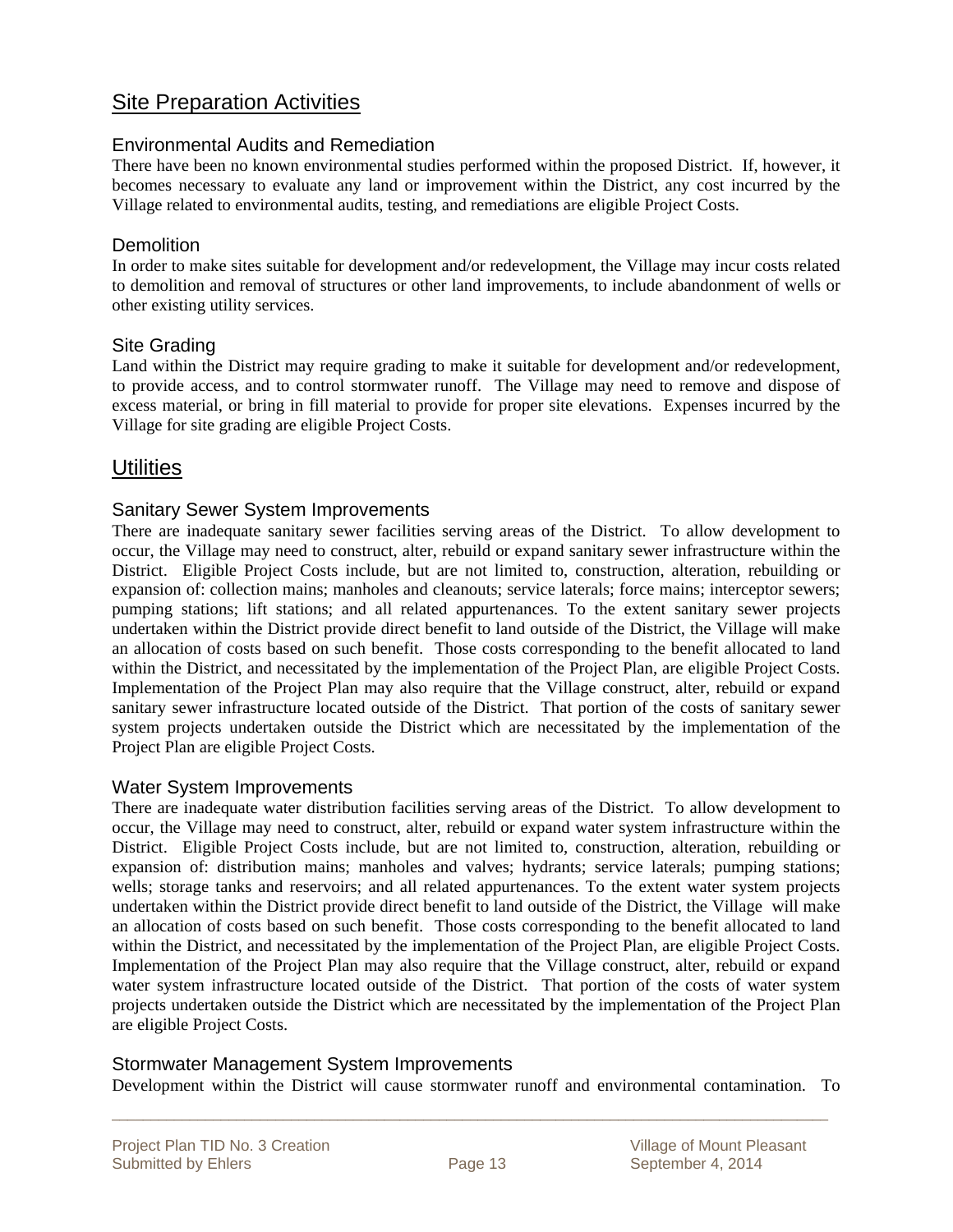## Site Preparation Activities

### Environmental Audits and Remediation

There have been no known environmental studies performed within the proposed District. If, however, it becomes necessary to evaluate any land or improvement within the District, any cost incurred by the Village related to environmental audits, testing, and remediations are eligible Project Costs.

### Demolition

In order to make sites suitable for development and/or redevelopment, the Village may incur costs related to demolition and removal of structures or other land improvements, to include abandonment of wells or other existing utility services.

### Site Grading

Land within the District may require grading to make it suitable for development and/or redevelopment, to provide access, and to control stormwater runoff. The Village may need to remove and dispose of excess material, or bring in fill material to provide for proper site elevations. Expenses incurred by the Village for site grading are eligible Project Costs.

## Utilities

### Sanitary Sewer System Improvements

There are inadequate sanitary sewer facilities serving areas of the District. To allow development to occur, the Village may need to construct, alter, rebuild or expand sanitary sewer infrastructure within the District. Eligible Project Costs include, but are not limited to, construction, alteration, rebuilding or expansion of: collection mains; manholes and cleanouts; service laterals; force mains; interceptor sewers; pumping stations; lift stations; and all related appurtenances. To the extent sanitary sewer projects undertaken within the District provide direct benefit to land outside of the District, the Village will make an allocation of costs based on such benefit. Those costs corresponding to the benefit allocated to land within the District, and necessitated by the implementation of the Project Plan, are eligible Project Costs. Implementation of the Project Plan may also require that the Village construct, alter, rebuild or expand sanitary sewer infrastructure located outside of the District. That portion of the costs of sanitary sewer system projects undertaken outside the District which are necessitated by the implementation of the Project Plan are eligible Project Costs.

### Water System Improvements

There are inadequate water distribution facilities serving areas of the District. To allow development to occur, the Village may need to construct, alter, rebuild or expand water system infrastructure within the District. Eligible Project Costs include, but are not limited to, construction, alteration, rebuilding or expansion of: distribution mains; manholes and valves; hydrants; service laterals; pumping stations; wells; storage tanks and reservoirs; and all related appurtenances. To the extent water system projects undertaken within the District provide direct benefit to land outside of the District, the Village will make an allocation of costs based on such benefit. Those costs corresponding to the benefit allocated to land within the District, and necessitated by the implementation of the Project Plan, are eligible Project Costs. Implementation of the Project Plan may also require that the Village construct, alter, rebuild or expand water system infrastructure located outside of the District. That portion of the costs of water system projects undertaken outside the District which are necessitated by the implementation of the Project Plan are eligible Project Costs.

### Stormwater Management System Improvements

Development within the District will cause stormwater runoff and environmental contamination. To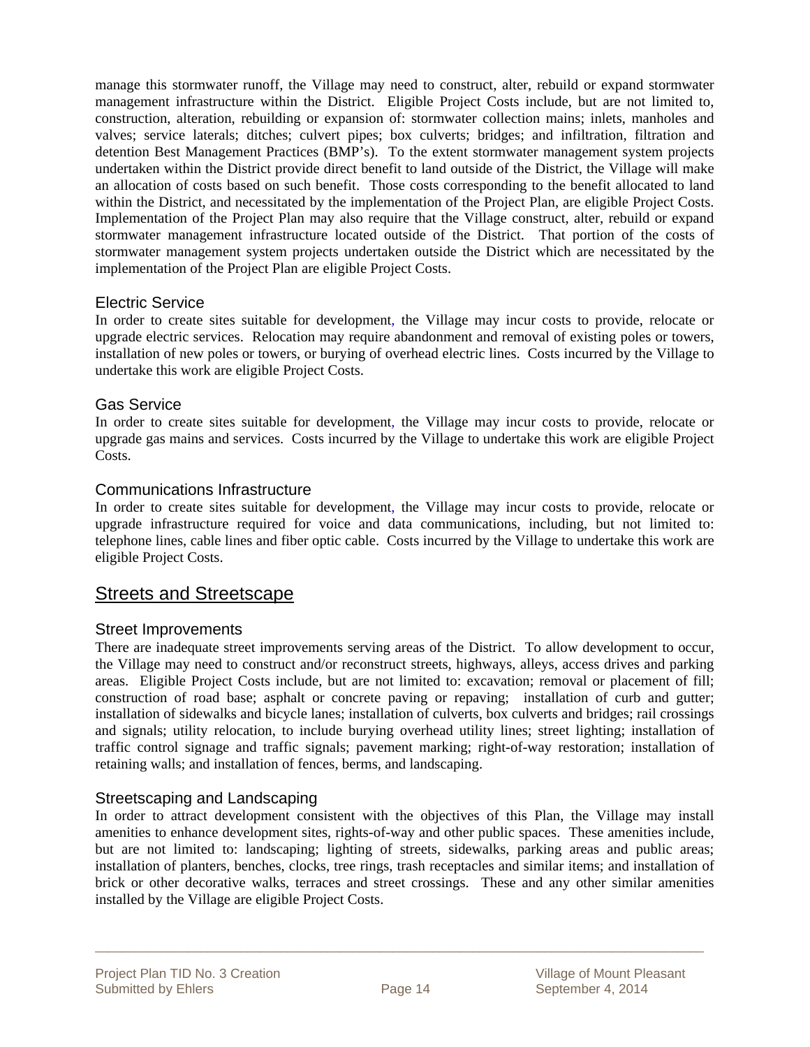manage this stormwater runoff, the Village may need to construct, alter, rebuild or expand stormwater management infrastructure within the District. Eligible Project Costs include, but are not limited to, construction, alteration, rebuilding or expansion of: stormwater collection mains; inlets, manholes and valves; service laterals; ditches; culvert pipes; box culverts; bridges; and infiltration, filtration and detention Best Management Practices (BMP's). To the extent stormwater management system projects undertaken within the District provide direct benefit to land outside of the District, the Village will make an allocation of costs based on such benefit. Those costs corresponding to the benefit allocated to land within the District, and necessitated by the implementation of the Project Plan, are eligible Project Costs. Implementation of the Project Plan may also require that the Village construct, alter, rebuild or expand stormwater management infrastructure located outside of the District. That portion of the costs of stormwater management system projects undertaken outside the District which are necessitated by the implementation of the Project Plan are eligible Project Costs.

### Electric Service

In order to create sites suitable for development, the Village may incur costs to provide, relocate or upgrade electric services. Relocation may require abandonment and removal of existing poles or towers, installation of new poles or towers, or burying of overhead electric lines. Costs incurred by the Village to undertake this work are eligible Project Costs.

### Gas Service

In order to create sites suitable for development, the Village may incur costs to provide, relocate or upgrade gas mains and services. Costs incurred by the Village to undertake this work are eligible Project Costs.

### Communications Infrastructure

In order to create sites suitable for development, the Village may incur costs to provide, relocate or upgrade infrastructure required for voice and data communications, including, but not limited to: telephone lines, cable lines and fiber optic cable. Costs incurred by the Village to undertake this work are eligible Project Costs.

## Streets and Streetscape

### Street Improvements

There are inadequate street improvements serving areas of the District. To allow development to occur, the Village may need to construct and/or reconstruct streets, highways, alleys, access drives and parking areas. Eligible Project Costs include, but are not limited to: excavation; removal or placement of fill; construction of road base; asphalt or concrete paving or repaving; installation of curb and gutter; installation of sidewalks and bicycle lanes; installation of culverts, box culverts and bridges; rail crossings and signals; utility relocation, to include burying overhead utility lines; street lighting; installation of traffic control signage and traffic signals; pavement marking; right-of-way restoration; installation of retaining walls; and installation of fences, berms, and landscaping.

### Streetscaping and Landscaping

In order to attract development consistent with the objectives of this Plan, the Village may install amenities to enhance development sites, rights-of-way and other public spaces. These amenities include, but are not limited to: landscaping; lighting of streets, sidewalks, parking areas and public areas; installation of planters, benches, clocks, tree rings, trash receptacles and similar items; and installation of brick or other decorative walks, terraces and street crossings. These and any other similar amenities installed by the Village are eligible Project Costs.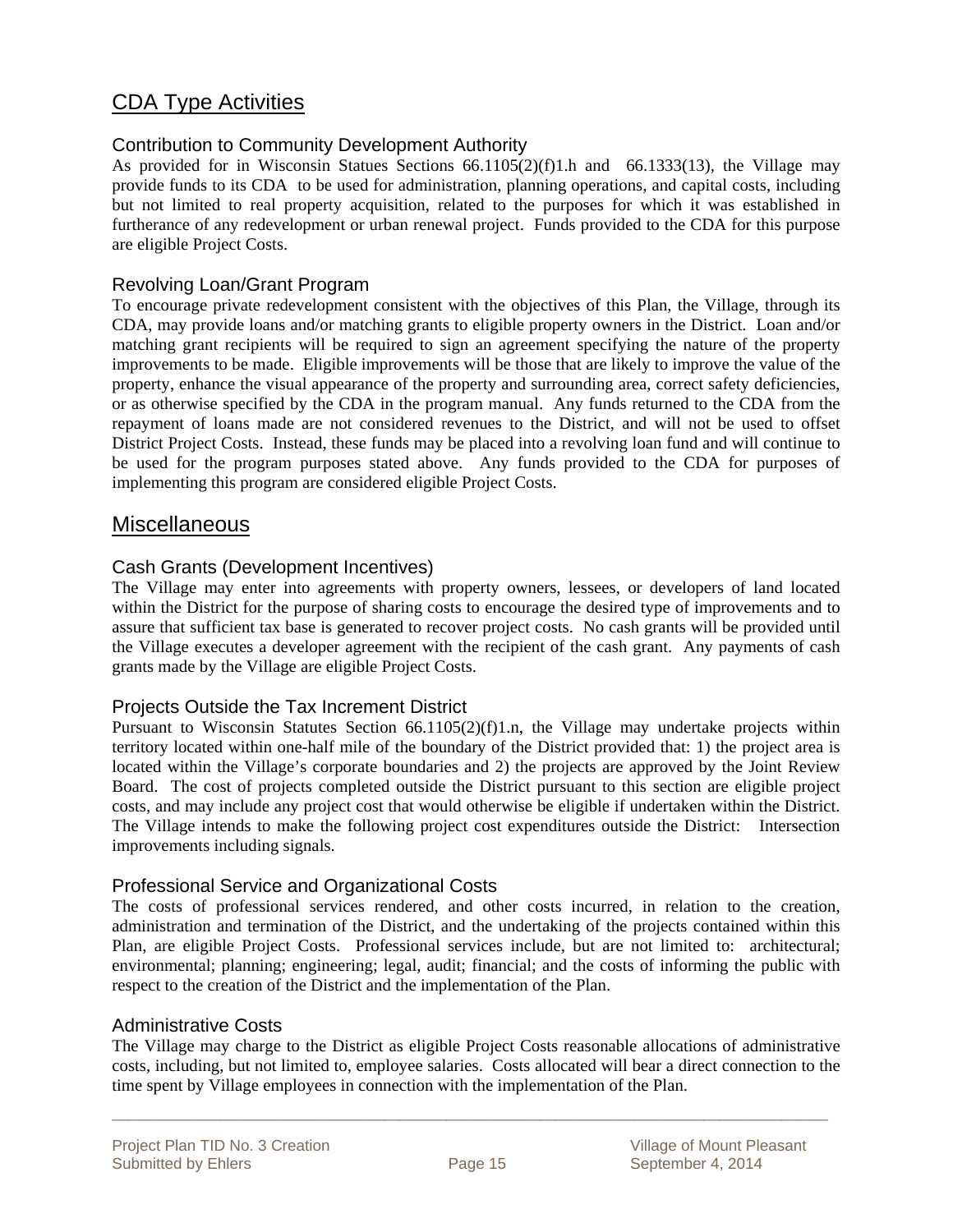## CDA Type Activities

### Contribution to Community Development Authority

As provided for in Wisconsin Statues Sections 66.1105(2)(f)1.h and 66.1333(13), the Village may provide funds to its CDA to be used for administration, planning operations, and capital costs, including but not limited to real property acquisition, related to the purposes for which it was established in furtherance of any redevelopment or urban renewal project. Funds provided to the CDA for this purpose are eligible Project Costs.

### Revolving Loan/Grant Program

To encourage private redevelopment consistent with the objectives of this Plan, the Village, through its CDA, may provide loans and/or matching grants to eligible property owners in the District. Loan and/or matching grant recipients will be required to sign an agreement specifying the nature of the property improvements to be made. Eligible improvements will be those that are likely to improve the value of the property, enhance the visual appearance of the property and surrounding area, correct safety deficiencies, or as otherwise specified by the CDA in the program manual. Any funds returned to the CDA from the repayment of loans made are not considered revenues to the District, and will not be used to offset District Project Costs. Instead, these funds may be placed into a revolving loan fund and will continue to be used for the program purposes stated above. Any funds provided to the CDA for purposes of implementing this program are considered eligible Project Costs.

## Miscellaneous

### Cash Grants (Development Incentives)

The Village may enter into agreements with property owners, lessees, or developers of land located within the District for the purpose of sharing costs to encourage the desired type of improvements and to assure that sufficient tax base is generated to recover project costs. No cash grants will be provided until the Village executes a developer agreement with the recipient of the cash grant. Any payments of cash grants made by the Village are eligible Project Costs.

### Projects Outside the Tax Increment District

Pursuant to Wisconsin Statutes Section 66.1105(2)(f)1.n, the Village may undertake projects within territory located within one-half mile of the boundary of the District provided that: 1) the project area is located within the Village's corporate boundaries and 2) the projects are approved by the Joint Review Board. The cost of projects completed outside the District pursuant to this section are eligible project costs, and may include any project cost that would otherwise be eligible if undertaken within the District. The Village intends to make the following project cost expenditures outside the District: Intersection improvements including signals.

### Professional Service and Organizational Costs

The costs of professional services rendered, and other costs incurred, in relation to the creation, administration and termination of the District, and the undertaking of the projects contained within this Plan, are eligible Project Costs. Professional services include, but are not limited to: architectural; environmental; planning; engineering; legal, audit; financial; and the costs of informing the public with respect to the creation of the District and the implementation of the Plan.

### Administrative Costs

The Village may charge to the District as eligible Project Costs reasonable allocations of administrative costs, including, but not limited to, employee salaries. Costs allocated will bear a direct connection to the time spent by Village employees in connection with the implementation of the Plan.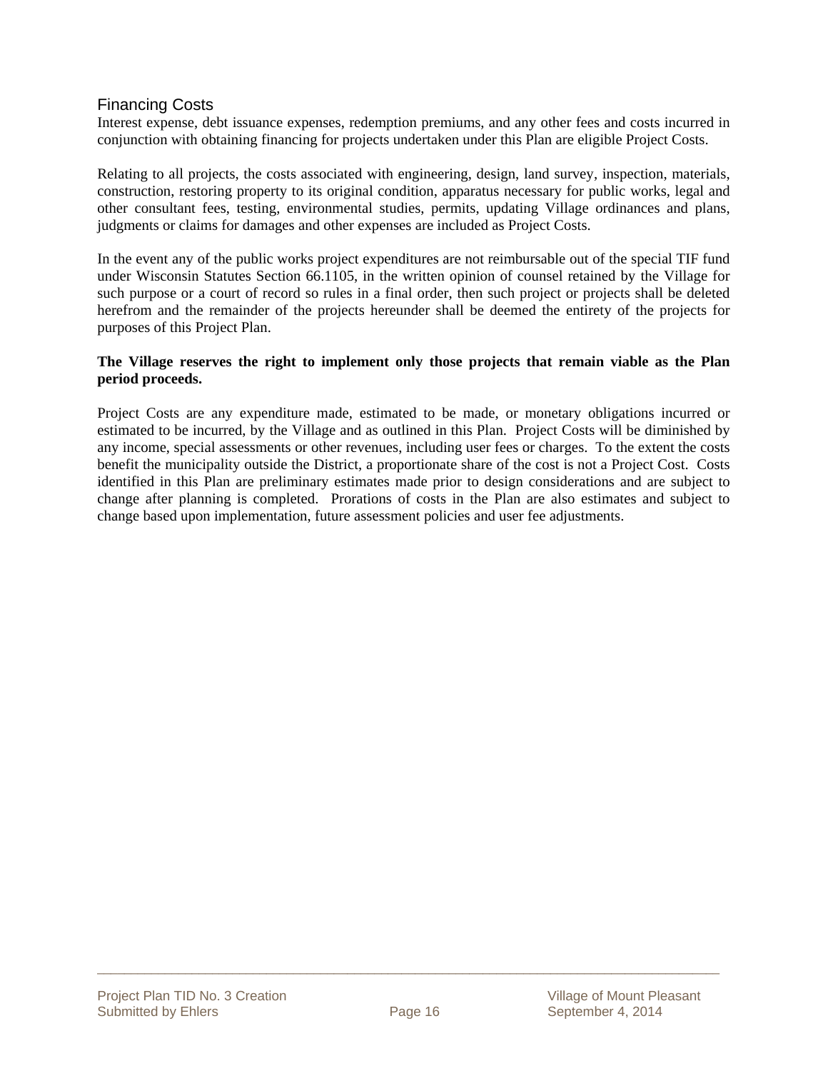### Financing Costs

Interest expense, debt issuance expenses, redemption premiums, and any other fees and costs incurred in conjunction with obtaining financing for projects undertaken under this Plan are eligible Project Costs.

Relating to all projects, the costs associated with engineering, design, land survey, inspection, materials, construction, restoring property to its original condition, apparatus necessary for public works, legal and other consultant fees, testing, environmental studies, permits, updating Village ordinances and plans, judgments or claims for damages and other expenses are included as Project Costs.

In the event any of the public works project expenditures are not reimbursable out of the special TIF fund under Wisconsin Statutes Section 66.1105, in the written opinion of counsel retained by the Village for such purpose or a court of record so rules in a final order, then such project or projects shall be deleted herefrom and the remainder of the projects hereunder shall be deemed the entirety of the projects for purposes of this Project Plan.

**The Village reserves the right to implement only those projects that remain viable as the Plan period proceeds.**

Project Costs are any expenditure made, estimated to be made, or monetary obligations incurred or estimated to be incurred, by the Village and as outlined in this Plan. Project Costs will be diminished by any income, special assessments or other revenues, including user fees or charges. To the extent the costs benefit the municipality outside the District, a proportionate share of the cost is not a Project Cost. Costs identified in this Plan are preliminary estimates made prior to design considerations and are subject to change after planning is completed. Prorations of costs in the Plan are also estimates and subject to change based upon implementation, future assessment policies and user fee adjustments.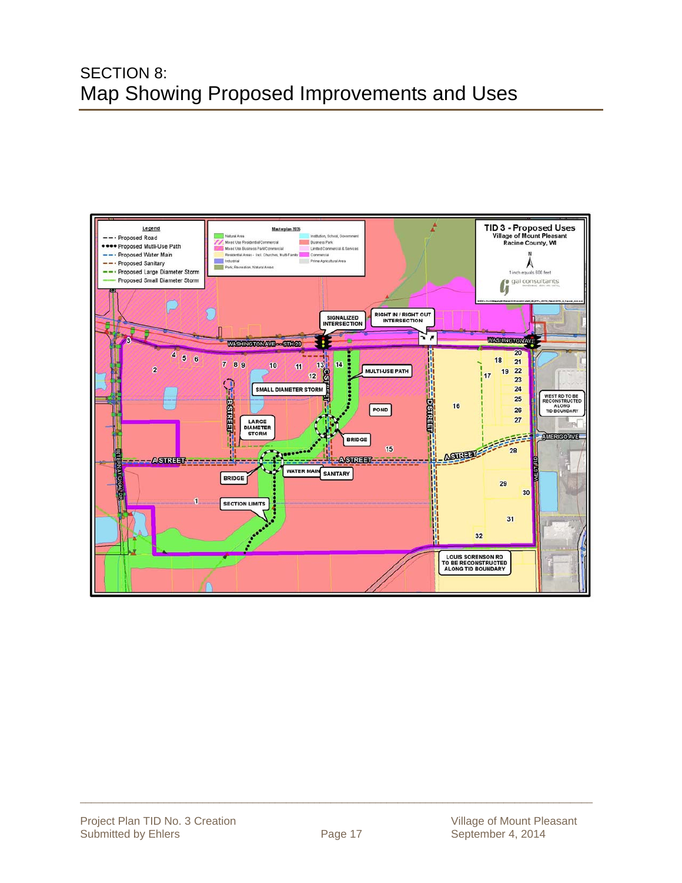# SECTION 8:
## Map Showing Proposed Improvements and Uses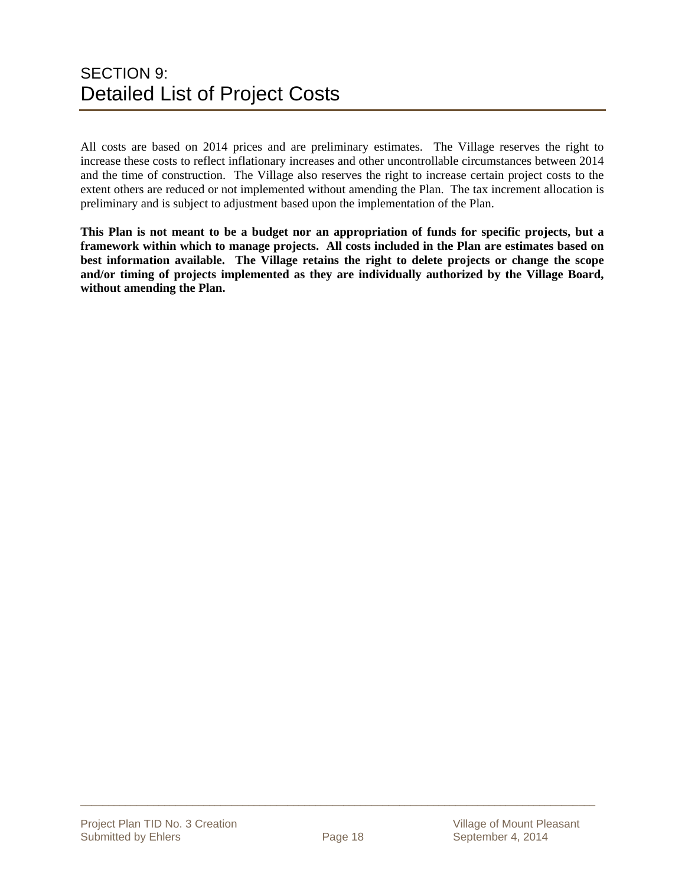# SECTION 9:
# Detailed List of Project Costs

All costs are based on 2014 prices and are preliminary estimates. The Village reserves the right to increase these costs to reflect inflationary increases and other uncontrollable circumstances between 2014 and the time of construction. The Village also reserves the right to increase certain project costs to the extent others are reduced or not implemented without amending the Plan. The tax increment allocation is preliminary and is subject to adjustment based upon the implementation of the Plan.

**This Plan is not meant to be a budget nor an appropriation of funds for specific projects, but a framework within which to manage projects. All costs included in the Plan are estimates based on best information available. The Village retains the right to delete projects or change the scope and/or timing of projects implemented as they are individually authorized by the Village Board, without amending the Plan.**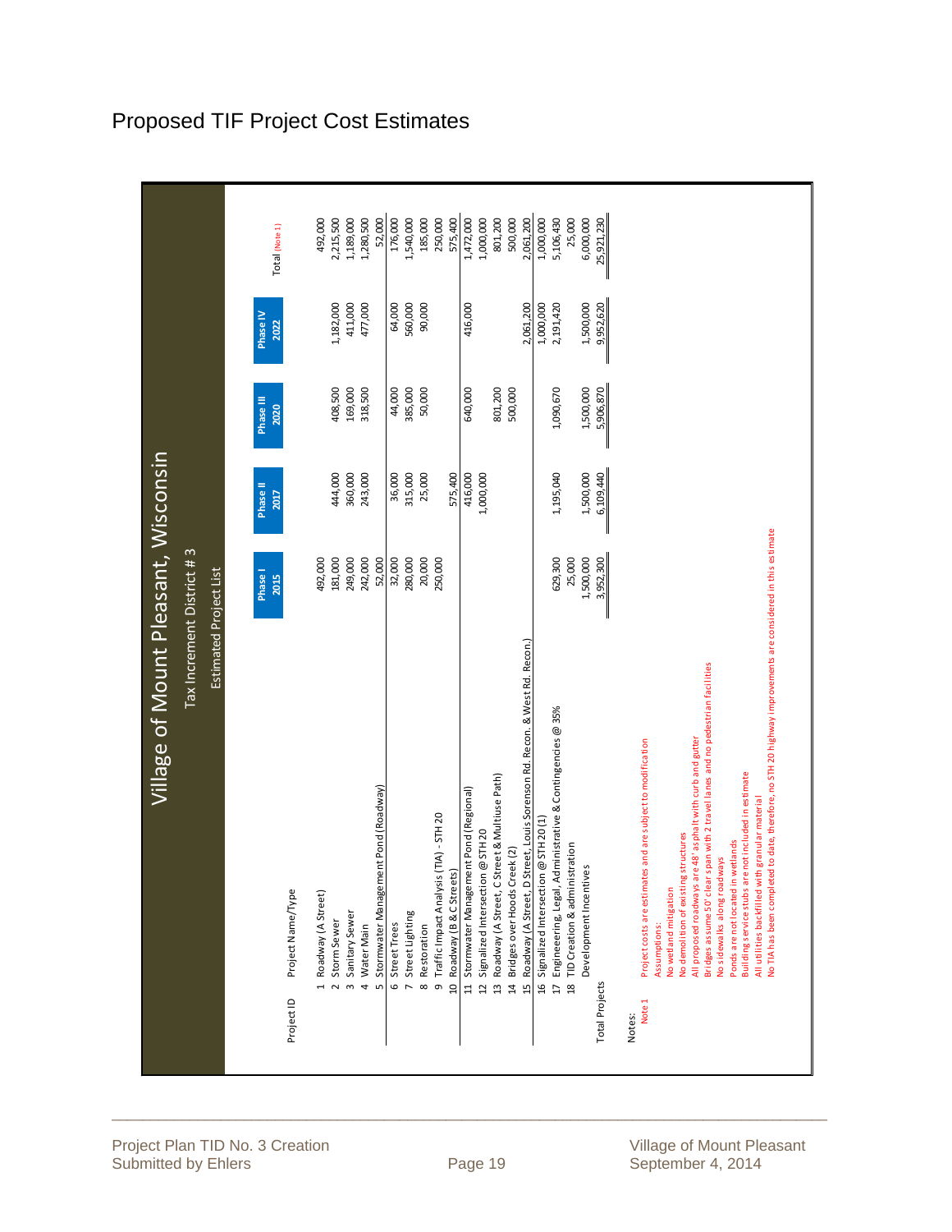# Proposed TIF Project Cost Estimates

## Village of Mount Pleasant, Wisconsin

### Tax Increment District # 3

#### Estimated Project List

| Project ID | Project Name/Type | Phase I 2015 | Phase II 2017 | Phase III 2020 | Phase IV 2022 | Total (Note 1) |
|---|---|---|---|---|---|---|
| 1 | Roadway (A Street) | 492,000 | | | | 492,000 |
| 2 | Storm Sewer | 181,000 | 444,000 | 408,500 | 1,182,000 | 2,215,500 |
| 3 | Sanitary Sewer | 249,000 | 360,000 | 169,000 | 411,000 | 1,189,000 |
| 4 | Water Main | 242,000 | 243,000 | 318,500 | 477,000 | 1,280,500 |
| 5 | Stormwater Management Pond (Roadway) | 52,000 | | | | 52,000 |
| 6 | Street Trees | 32,000 | 36,000 | 44,000 | 64,000 | 176,000 |
| 7 | Street Lighting | 280,000 | 315,000 | 385,000 | 560,000 | 1,540,000 |
| 8 | Restoration | 20,000 | 25,000 | 50,000 | 90,000 | 185,000 |
| 9 | Traffic Impact Analysis (TIA) - STH 20 | 250,000 | | | | 250,000 |
| 10 | Roadway (B & C Streets) | | 575,400 | | | 575,400 |
| 11 | Stormwater Management Pond (Regional) | | 416,000 | 640,000 | 416,000 | 1,472,000 |
| 12 | Signalized Intersection @ STH 20 | | 1,000,000 | | | 1,000,000 |
| 13 | Roadway (A Street, C Street & Multiuse Path) | | | 801,200 | | 801,200 |
| 14 | Bridges over Hoods Creek (2) | | | 500,000 | | 500,000 |
| 15 | Roadway (A Street, D Street, Louis Sorenson Rd. Recon. & West Rd. Recon.) | | | | 2,061,200 | 2,061,200 |
| 16 | Signalized Intersection @ STH 20 (1) | | | | 1,000,000 | 1,000,000 |
| 17 | Engineering, Legal, Administrative & Contingencies @ 35% | 629,300 | 1,195,040 | 1,090,670 | 2,191,420 | 5,106,430 |
| 18 | TID Creation & administration | 25,000 | | | | 25,000 |
| | Development Incentives | 1,500,000 | 1,500,000 | 1,500,000 | 1,500,000 | 6,000,000 |
| Total Projects | | 3,952,300 | 6,109,440 | 5,906,870 | 9,952,620 | 25,921,230 |

Notes:

Note 1 Project costs are estimates and are subject to modification

Assumptions:
- No wetland mitigation
- No demolition of existing structures
- All proposed roadways are 48' asphalt with curb and gutter
- Bridges assume 50' clear span with 2 travel lanes and no pedestrian facilities
- No sidewalks along roadways
- Ponds are not located in wetlands
- Building service stubs are not included in estimate
- All utilities backfilled with granular material
- No TIA has been completed to date, therefore, no STH 20 highway improvements are considered in this estimate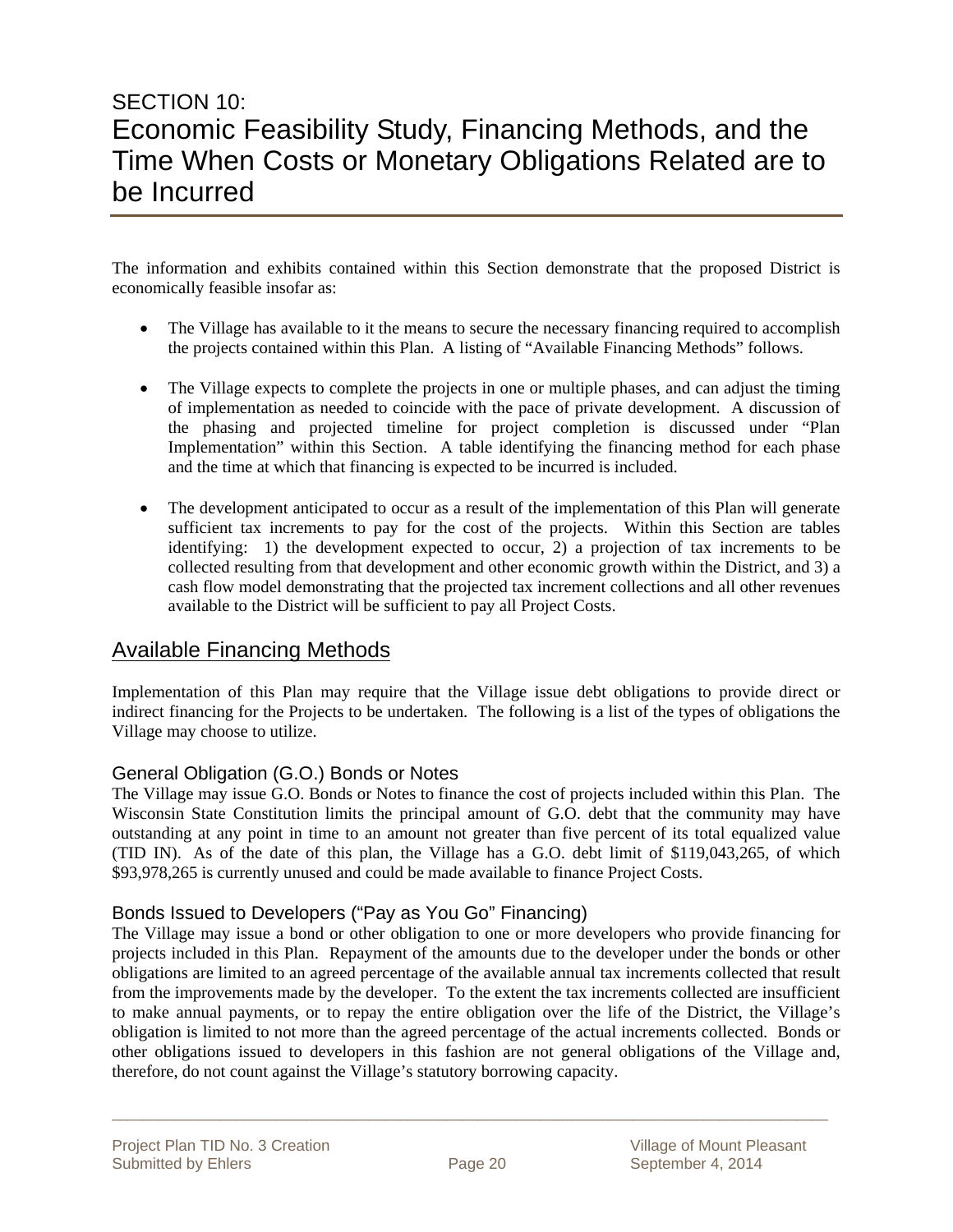# SECTION 10:
# Economic Feasibility Study, Financing Methods, and the Time When Costs or Monetary Obligations Related are to be Incurred

The information and exhibits contained within this Section demonstrate that the proposed District is economically feasible insofar as:

- The Village has available to it the means to secure the necessary financing required to accomplish the projects contained within this Plan. A listing of "Available Financing Methods" follows.
- The Village expects to complete the projects in one or multiple phases, and can adjust the timing of implementation as needed to coincide with the pace of private development. A discussion of the phasing and projected timeline for project completion is discussed under "Plan Implementation" within this Section. A table identifying the financing method for each phase and the time at which that financing is expected to be incurred is included.
- The development anticipated to occur as a result of the implementation of this Plan will generate sufficient tax increments to pay for the cost of the projects. Within this Section are tables identifying: 1) the development expected to occur, 2) a projection of tax increments to be collected resulting from that development and other economic growth within the District, and 3) a cash flow model demonstrating that the projected tax increment collections and all other revenues available to the District will be sufficient to pay all Project Costs.

## Available Financing Methods

Implementation of this Plan may require that the Village issue debt obligations to provide direct or indirect financing for the Projects to be undertaken. The following is a list of the types of obligations the Village may choose to utilize.

### General Obligation (G.O.) Bonds or Notes

The Village may issue G.O. Bonds or Notes to finance the cost of projects included within this Plan. The Wisconsin State Constitution limits the principal amount of G.O. debt that the community may have outstanding at any point in time to an amount not greater than five percent of its total equalized value (TID IN). As of the date of this plan, the Village has a G.O. debt limit of $119,043,265, of which $93,978,265 is currently unused and could be made available to finance Project Costs.

### Bonds Issued to Developers ("Pay as You Go" Financing)

The Village may issue a bond or other obligation to one or more developers who provide financing for projects included in this Plan. Repayment of the amounts due to the developer under the bonds or other obligations are limited to an agreed percentage of the available annual tax increments collected that result from the improvements made by the developer. To the extent the tax increments collected are insufficient to make annual payments, or to repay the entire obligation over the life of the District, the Village's obligation is limited to not more than the agreed percentage of the actual increments collected. Bonds or other obligations issued to developers in this fashion are not general obligations of the Village and, therefore, do not count against the Village's statutory borrowing capacity.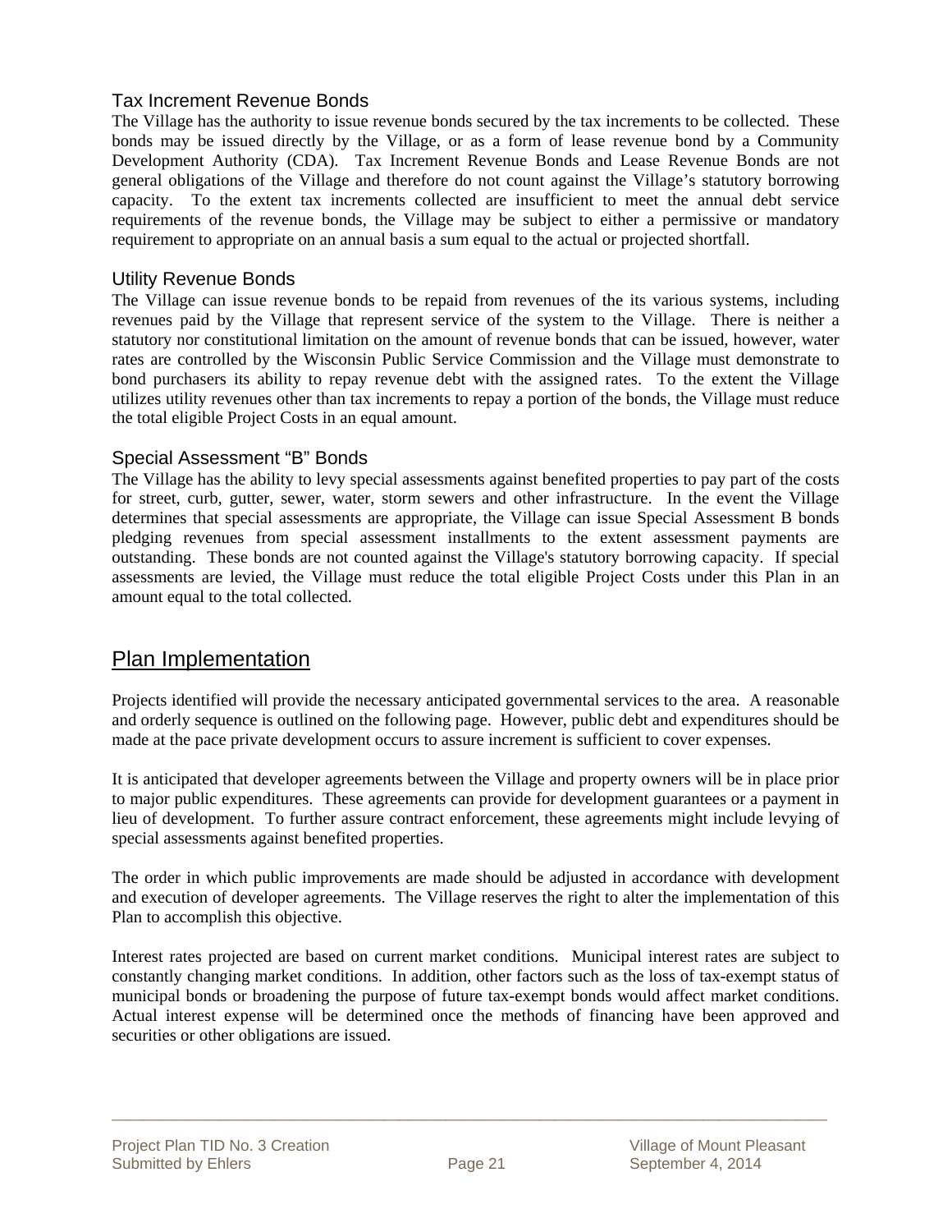### Tax Increment Revenue Bonds

The Village has the authority to issue revenue bonds secured by the tax increments to be collected. These bonds may be issued directly by the Village, or as a form of lease revenue bond by a Community Development Authority (CDA). Tax Increment Revenue Bonds and Lease Revenue Bonds are not general obligations of the Village and therefore do not count against the Village's statutory borrowing capacity. To the extent tax increments collected are insufficient to meet the annual debt service requirements of the revenue bonds, the Village may be subject to either a permissive or mandatory requirement to appropriate on an annual basis a sum equal to the actual or projected shortfall.

### Utility Revenue Bonds

The Village can issue revenue bonds to be repaid from revenues of the its various systems, including revenues paid by the Village that represent service of the system to the Village. There is neither a statutory nor constitutional limitation on the amount of revenue bonds that can be issued, however, water rates are controlled by the Wisconsin Public Service Commission and the Village must demonstrate to bond purchasers its ability to repay revenue debt with the assigned rates. To the extent the Village utilizes utility revenues other than tax increments to repay a portion of the bonds, the Village must reduce the total eligible Project Costs in an equal amount.

### Special Assessment "B" Bonds

The Village has the ability to levy special assessments against benefited properties to pay part of the costs for street, curb, gutter, sewer, water, storm sewers and other infrastructure. In the event the Village determines that special assessments are appropriate, the Village can issue Special Assessment B bonds pledging revenues from special assessment installments to the extent assessment payments are outstanding. These bonds are not counted against the Village's statutory borrowing capacity. If special assessments are levied, the Village must reduce the total eligible Project Costs under this Plan in an amount equal to the total collected.

## Plan Implementation

Projects identified will provide the necessary anticipated governmental services to the area. A reasonable and orderly sequence is outlined on the following page. However, public debt and expenditures should be made at the pace private development occurs to assure increment is sufficient to cover expenses.

It is anticipated that developer agreements between the Village and property owners will be in place prior to major public expenditures. These agreements can provide for development guarantees or a payment in lieu of development. To further assure contract enforcement, these agreements might include levying of special assessments against benefited properties.

The order in which public improvements are made should be adjusted in accordance with development and execution of developer agreements. The Village reserves the right to alter the implementation of this Plan to accomplish this objective.

Interest rates projected are based on current market conditions. Municipal interest rates are subject to constantly changing market conditions. In addition, other factors such as the loss of tax-exempt status of municipal bonds or broadening the purpose of future tax-exempt bonds would affect market conditions. Actual interest expense will be determined once the methods of financing have been approved and securities or other obligations are issued.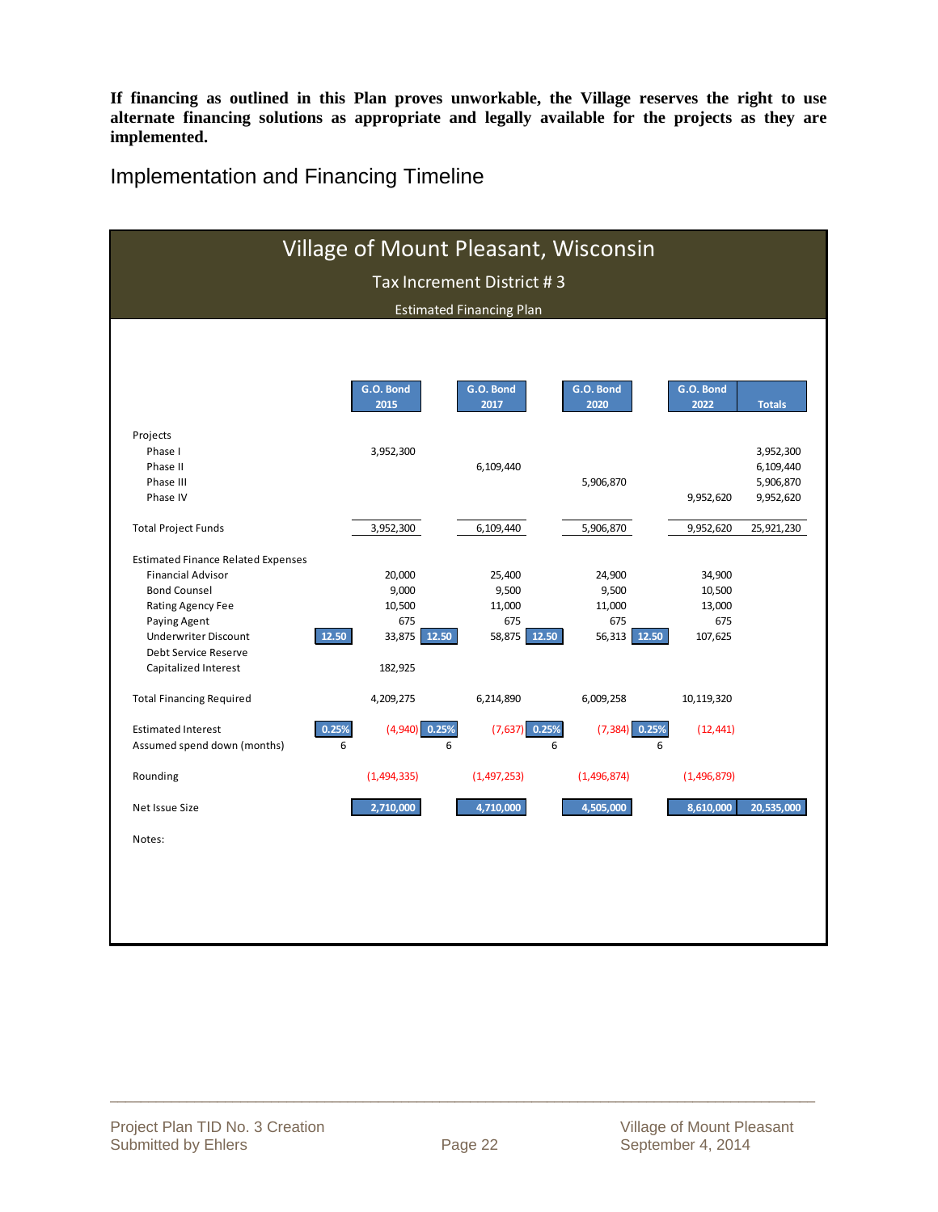**If financing as outlined in this Plan proves unworkable, the Village reserves the right to use alternate financing solutions as appropriate and legally available for the projects as they are implemented.**

## Implementation and Financing Timeline

**Village of Mount Pleasant, Wisconsin**

**Tax Increment District # 3**

**Estimated Financing Plan**

| | | G.O. Bond 2015 | | G.O. Bond 2017 | | G.O. Bond 2020 | | G.O. Bond 2022 | Totals |
|---|---|---|---|---|---|---|---|---|---|
| **Projects** | | | | | | | | | |
| Phase I | | 3,952,300 | | | | | | | 3,952,300 |
| Phase II | | | | 6,109,440 | | | | | 6,109,440 |
| Phase III | | | | | | 5,906,870 | | | 5,906,870 |
| Phase IV | | | | | | | | 9,952,620 | 9,952,620 |
| **Total Project Funds** | | 3,952,300 | | 6,109,440 | | 5,906,870 | | 9,952,620 | 25,921,230 |
| **Estimated Finance Related Expenses** | | | | | | | | | |
| Financial Advisor | | 20,000 | | 25,400 | | 24,900 | | 34,900 | |
| Bond Counsel | | 9,000 | | 9,500 | | 9,500 | | 10,500 | |
| Rating Agency Fee | | 10,500 | | 11,000 | | 11,000 | | 13,000 | |
| Paying Agent | | 675 | | 675 | | 675 | | 675 | |
| Underwriter Discount | 12.50 | 33,875 | 12.50 | 58,875 | 12.50 | 56,313 | 12.50 | 107,625 | |
| Debt Service Reserve | | | | | | | | | |
| Capitalized Interest | | 182,925 | | | | | | | |
| **Total Financing Required** | | 4,209,275 | | 6,214,890 | | 6,009,258 | | 10,119,320 | |
| Estimated Interest | 0.25% | (4,940) | 0.25% | (7,637) | 0.25% | (7,384) | 0.25% | (12,441) | |
| Assumed spend down (months) | 6 | | 6 | | 6 | | 6 | | |
| Rounding | | (1,494,335) | | (1,497,253) | | (1,496,874) | | (1,496,879) | |
| **Net Issue Size** | | 2,710,000 | | 4,710,000 | | 4,505,000 | | 8,610,000 | 20,535,000 |

Notes: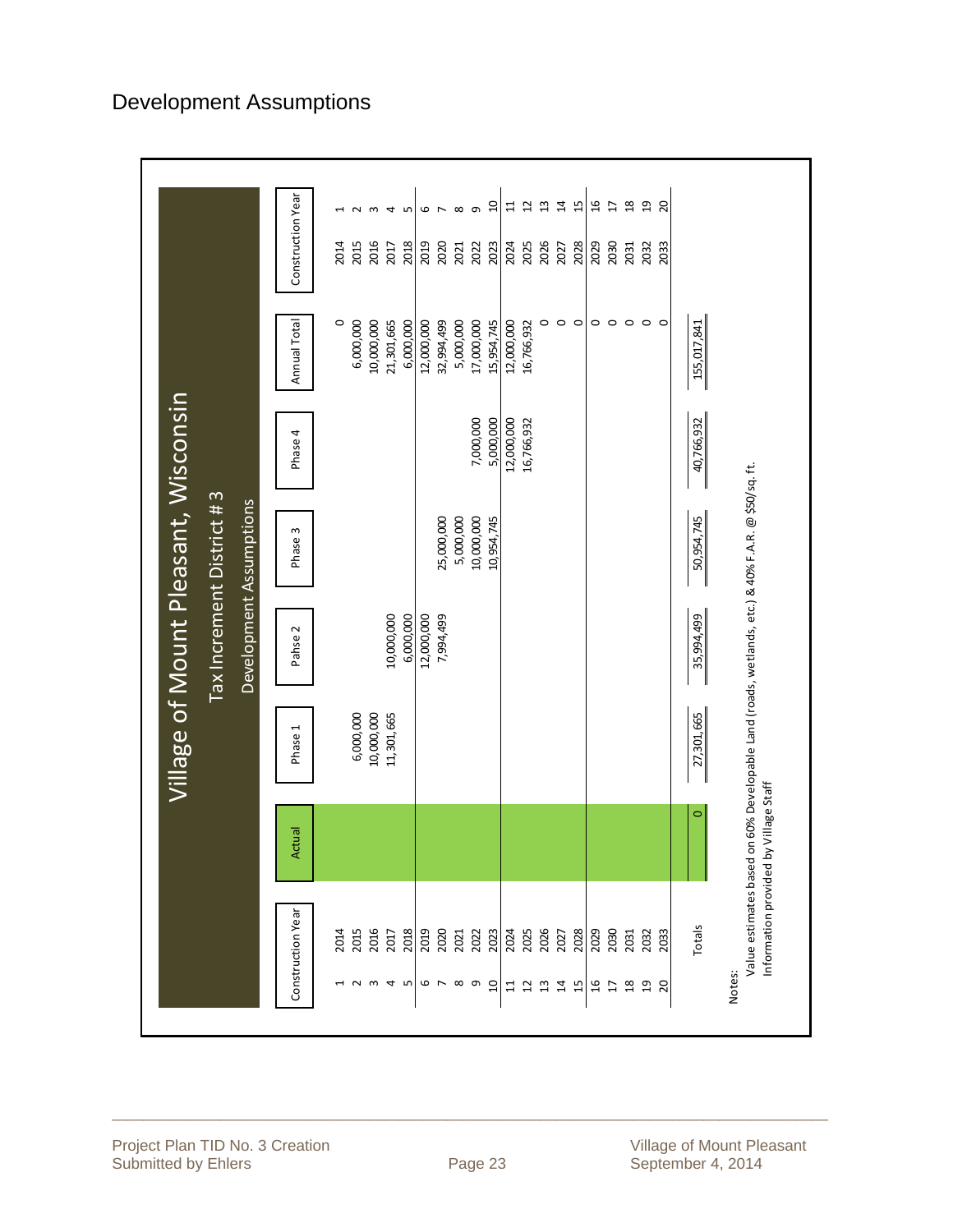# Development Assumptions

## Village of Mount Pleasant, Wisconsin

### Tax Increment District # 3

### Development Assumptions

| | Construction Year | Actual | Phase 1 | Pahse 2 | Phase 3 | Phase 4 | Annual Total | Construction Year | |
|---|---|---|---|---|---|---|---|---|---|
| 1 | 2014 | | | | | | 0 | 2014 | 1 |
| 2 | 2015 | | 6,000,000 | | | | 6,000,000 | 2015 | 2 |
| 3 | 2016 | | 10,000,000 | | | | 10,000,000 | 2016 | 3 |
| 4 | 2017 | | 11,301,665 | 10,000,000 | | | 21,301,665 | 2017 | 4 |
| 5 | 2018 | | | 6,000,000 | | | 6,000,000 | 2018 | 5 |
| 6 | 2019 | | | 12,000,000 | | | 12,000,000 | 2019 | 6 |
| 7 | 2020 | | | 7,994,499 | 25,000,000 | | 32,994,499 | 2020 | 7 |
| 8 | 2021 | | | | 5,000,000 | | 5,000,000 | 2021 | 8 |
| 9 | 2022 | | | | 10,000,000 | 7,000,000 | 17,000,000 | 2022 | 9 |
| 10 | 2023 | | | | 10,954,745 | 5,000,000 | 15,954,745 | 2023 | 10 |
| 11 | 2024 | | | | | 12,000,000 | 12,000,000 | 2024 | 11 |
| 12 | 2025 | | | | | 16,766,932 | 16,766,932 | 2025 | 12 |
| 13 | 2026 | | | | | | 0 | 2026 | 13 |
| 14 | 2027 | | | | | | 0 | 2027 | 14 |
| 15 | 2028 | | | | | | 0 | 2028 | 15 |
| 16 | 2029 | | | | | | 0 | 2029 | 16 |
| 17 | 2030 | | | | | | 0 | 2030 | 17 |
| 18 | 2031 | | | | | | 0 | 2031 | 18 |
| 19 | 2032 | | | | | | 0 | 2032 | 19 |
| 20 | 2033 | | | | | | 0 | 2033 | 20 |
| | Totals | 0 | 27,301,665 | 35,994,499 | 50,954,745 | 40,766,932 | 155,017,841 | | |

Notes:

Value estimates based on 60% Developable Land (roads, wetlands, etc.) & 40% F.A.R. @ $50/sq. ft.

Information provided by Village Staff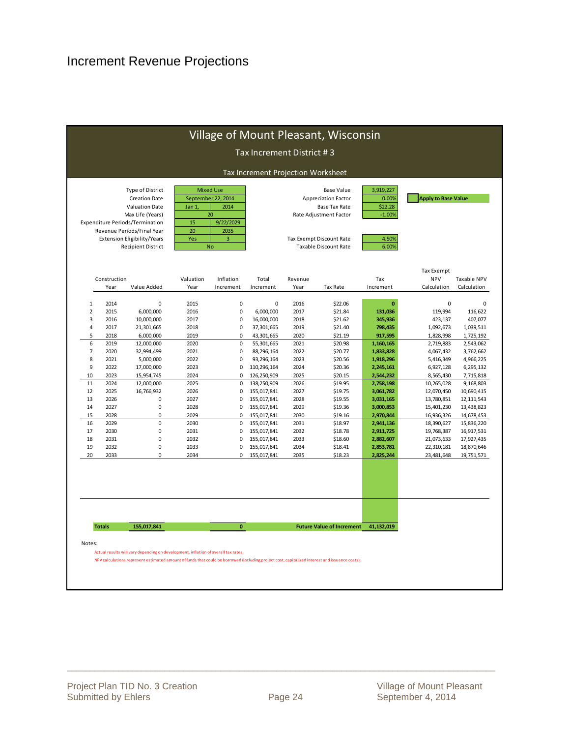# Increment Revenue Projections

## Village of Mount Pleasant, Wisconsin

### Tax Increment District # 3

#### Tax Increment Projection Worksheet

| | | |
|---|---|---|
| Type of District | Mixed Use | |
| Creation Date | September 22, 2014 | |
| Valuation Date | Jan 1, | 2014 |
| Max Life (Years) | 20 | |
| Expenditure Periods/Termination | 15 | 9/22/2029 |
| Revenue Periods/Final Year | 20 | 2035 |
| Extension Eligibility/Years | Yes | 3 |
| Recipient District | No | |

| | |
|---|---|
| Base Value | 3,919,227 |
| Appreciation Factor | 0.00% |
| Base Tax Rate | $22.28 |
| Rate Adjustment Factor | -1.00% |
| Tax Exempt Discount Rate | 4.50% |
| Taxable Discount Rate | 6.00% |

Apply to Base Value

| | Construction Year | Value Added | Valuation Year | Inflation Increment | Total Increment | Revenue Year | Tax Rate | Tax Increment | Tax Exempt NPV Calculation | Taxable NPV Calculation |
|---|---|---|---|---|---|---|---|---|---|---|
| 1 | 2014 | 0 | 2015 | 0 | 0 | 2016 | $22.06 | **0** | 0 | 0 |
| 2 | 2015 | 6,000,000 | 2016 | 0 | 6,000,000 | 2017 | $21.84 | **131,036** | 119,994 | 116,622 |
| 3 | 2016 | 10,000,000 | 2017 | 0 | 16,000,000 | 2018 | $21.62 | **345,936** | 423,137 | 407,077 |
| 4 | 2017 | 21,301,665 | 2018 | 0 | 37,301,665 | 2019 | $21.40 | **798,435** | 1,092,673 | 1,039,511 |
| 5 | 2018 | 6,000,000 | 2019 | 0 | 43,301,665 | 2020 | $21.19 | **917,595** | 1,828,998 | 1,725,192 |
| 6 | 2019 | 12,000,000 | 2020 | 0 | 55,301,665 | 2021 | $20.98 | **1,160,165** | 2,719,883 | 2,543,062 |
| 7 | 2020 | 32,994,499 | 2021 | 0 | 88,296,164 | 2022 | $20.77 | **1,833,828** | 4,067,432 | 3,762,662 |
| 8 | 2021 | 5,000,000 | 2022 | 0 | 93,296,164 | 2023 | $20.56 | **1,918,296** | 5,416,349 | 4,966,225 |
| 9 | 2022 | 17,000,000 | 2023 | 0 | 110,296,164 | 2024 | $20.36 | **2,245,161** | 6,927,128 | 6,295,132 |
| 10 | 2023 | 15,954,745 | 2024 | 0 | 126,250,909 | 2025 | $20.15 | **2,544,232** | 8,565,430 | 7,715,818 |
| 11 | 2024 | 12,000,000 | 2025 | 0 | 138,250,909 | 2026 | $19.95 | **2,758,198** | 10,265,028 | 9,168,803 |
| 12 | 2025 | 16,766,932 | 2026 | 0 | 155,017,841 | 2027 | $19.75 | **3,061,782** | 12,070,450 | 10,690,415 |
| 13 | 2026 | 0 | 2027 | 0 | 155,017,841 | 2028 | $19.55 | **3,031,165** | 13,780,851 | 12,111,543 |
| 14 | 2027 | 0 | 2028 | 0 | 155,017,841 | 2029 | $19.36 | **3,000,853** | 15,401,230 | 13,438,823 |
| 15 | 2028 | 0 | 2029 | 0 | 155,017,841 | 2030 | $19.16 | **2,970,844** | 16,936,326 | 14,678,453 |
| 16 | 2029 | 0 | 2030 | 0 | 155,017,841 | 2031 | $18.97 | **2,941,136** | 18,390,627 | 15,836,220 |
| 17 | 2030 | 0 | 2031 | 0 | 155,017,841 | 2032 | $18.78 | **2,911,725** | 19,768,387 | 16,917,531 |
| 18 | 2031 | 0 | 2032 | 0 | 155,017,841 | 2033 | $18.60 | **2,882,607** | 21,073,633 | 17,927,435 |
| 19 | 2032 | 0 | 2033 | 0 | 155,017,841 | 2034 | $18.41 | **2,853,781** | 22,310,181 | 18,870,646 |
| 20 | 2033 | 0 | 2034 | 0 | 155,017,841 | 2035 | $18.23 | **2,825,244** | 23,481,648 | 19,751,571 |
| | **Totals** | **155,017,841** | | **0** | | | **Future Value of Increment** | **41,132,019** | | |

Notes:

Actual results will vary depending on development, inflation of overall tax rates.

NPV calculations represent estimated amount of funds that could be borrowed (including project cost, capitalized interest and issuance costs).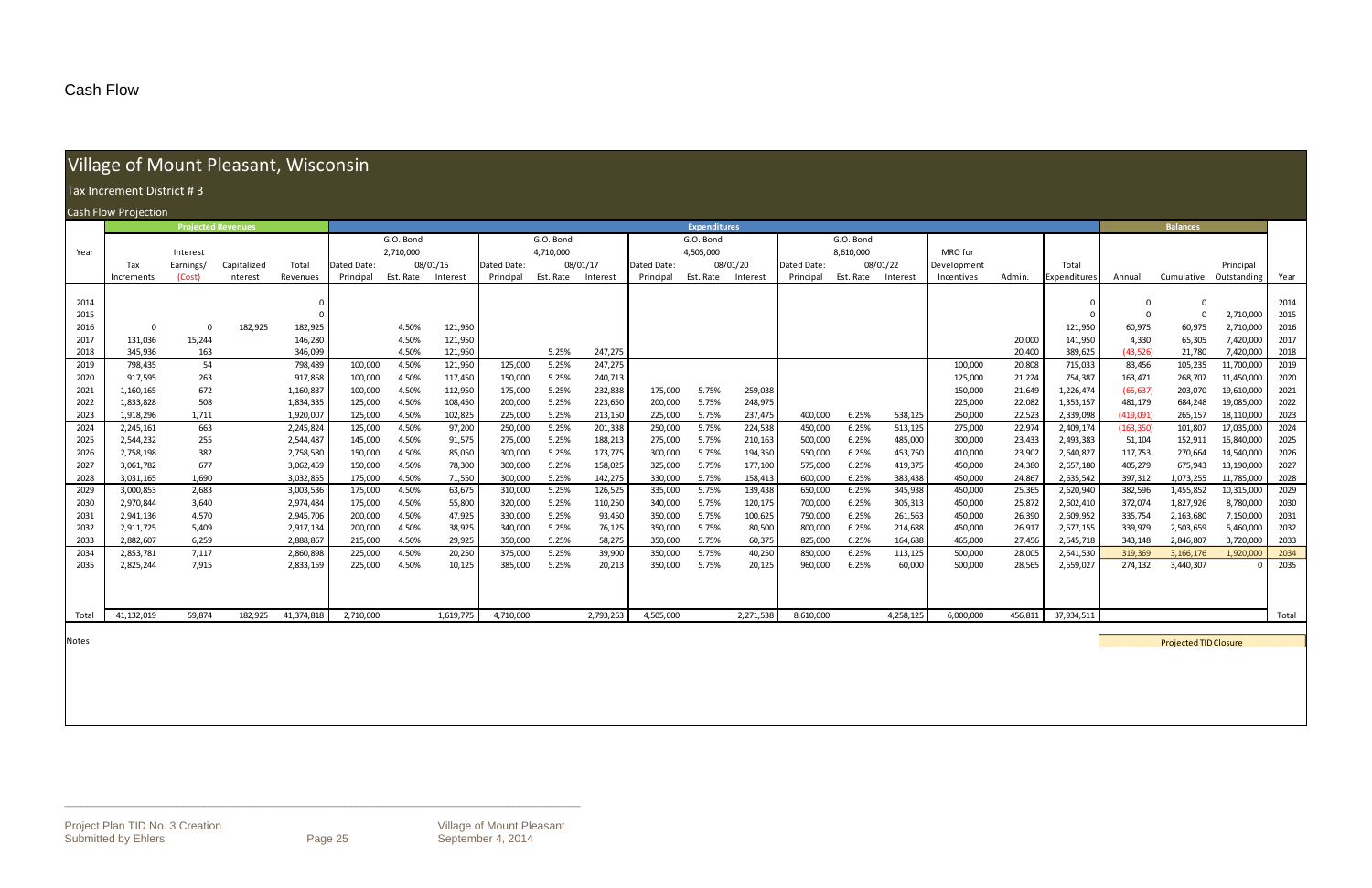# Cash Flow

## Village of Mount Pleasant, Wisconsin

### Tax Increment District # 3

#### Cash Flow Projection

| | Projected Revenues | | | | Expenditures | | | | | | | | | | | | | | | | | | Balances | | | |
|---|---|---|---|---|---|---|---|---|---|---|---|---|---|---|---|---|---|---|---|---|---|---|---|---|---|---|
| | | | | | G.O. Bond 2,710,000 | | | G.O. Bond 4,710,000 | | | G.O. Bond 4,505,000 | | | G.O. Bond 8,610,000 | | | | | | | | | | | | |
| Year | Tax Increments | Interest Earnings/ (Cost) | Capitalized Interest | Total Revenues | Dated Date: Principal | 08/01/15 Est. Rate | Interest | Dated Date: Principal | 08/01/17 Est. Rate | Interest | Dated Date: Principal | 08/01/20 Est. Rate | Interest | Dated Date: Principal | 08/01/22 Est. Rate | Interest | MRO for Development Incentives | Admin. | Total Expenditures | Annual | Cumulative | Principal Outstanding | Year |
| 2014 | | | | 0 | | | | | | | | | | | | | | | 0 | 0 | 0 | | 2014 |
| 2015 | | | | 0 | | | | | | | | | | | | | | | 0 | 0 | 0 | 2,710,000 | 2015 |
| 2016 | 0 | 0 | 182,925 | 182,925 | | 4.50% | 121,950 | | | | | | | | | | | | 121,950 | 60,975 | 60,975 | 2,710,000 | 2016 |
| 2017 | 131,036 | 15,244 | | 146,280 | | 4.50% | 121,950 | | | | | | | | | | | 20,000 | 141,950 | 4,330 | 65,305 | 7,420,000 | 2017 |
| 2018 | 345,936 | 163 | | 346,099 | | 4.50% | 121,950 | | 5.25% | 247,275 | | | | | | | | 20,400 | 389,625 | (43,526) | 21,780 | 7,420,000 | 2018 |
| 2019 | 798,435 | 54 | | 798,489 | 100,000 | 4.50% | 121,950 | 125,000 | 5.25% | 247,275 | | | | | | | 100,000 | 20,808 | 715,033 | 83,456 | 105,235 | 11,700,000 | 2019 |
| 2020 | 917,595 | 263 | | 917,858 | 100,000 | 4.50% | 117,450 | 150,000 | 5.25% | 240,713 | | | | | | | 125,000 | 21,224 | 754,387 | 163,471 | 268,707 | 11,450,000 | 2020 |
| 2021 | 1,160,165 | 672 | | 1,160,837 | 100,000 | 4.50% | 112,950 | 175,000 | 5.25% | 232,838 | 175,000 | 5.75% | 259,038 | | | | 150,000 | 21,649 | 1,226,474 | (65,637) | 203,070 | 19,610,000 | 2021 |
| 2022 | 1,833,828 | 508 | | 1,834,335 | 125,000 | 4.50% | 108,450 | 200,000 | 5.25% | 223,650 | 200,000 | 5.75% | 248,975 | | | | 225,000 | 22,082 | 1,353,157 | 481,179 | 684,248 | 19,085,000 | 2022 |
| 2023 | 1,918,296 | 1,711 | | 1,920,007 | 125,000 | 4.50% | 102,825 | 225,000 | 5.25% | 213,150 | 225,000 | 5.75% | 237,475 | 400,000 | 6.25% | 538,125 | 250,000 | 22,523 | 2,339,098 | (419,091) | 265,157 | 18,110,000 | 2023 |
| 2024 | 2,245,161 | 663 | | 2,245,824 | 125,000 | 4.50% | 97,200 | 250,000 | 5.25% | 201,338 | 250,000 | 5.75% | 224,538 | 450,000 | 6.25% | 513,125 | 275,000 | 22,974 | 2,409,174 | (163,350) | 101,807 | 17,035,000 | 2024 |
| 2025 | 2,544,232 | 255 | | 2,544,487 | 145,000 | 4.50% | 91,575 | 275,000 | 5.25% | 188,213 | 275,000 | 5.75% | 210,163 | 500,000 | 6.25% | 485,000 | 300,000 | 23,433 | 2,493,383 | 51,104 | 152,911 | 15,840,000 | 2025 |
| 2026 | 2,758,198 | 382 | | 2,758,580 | 150,000 | 4.50% | 85,050 | 300,000 | 5.25% | 173,775 | 300,000 | 5.75% | 194,350 | 550,000 | 6.25% | 453,750 | 410,000 | 23,902 | 2,640,827 | 117,753 | 270,664 | 14,540,000 | 2026 |
| 2027 | 3,061,782 | 677 | | 3,062,459 | 150,000 | 4.50% | 78,300 | 300,000 | 5.25% | 158,025 | 325,000 | 5.75% | 177,100 | 575,000 | 6.25% | 419,375 | 450,000 | 24,380 | 2,657,180 | 405,279 | 675,943 | 13,190,000 | 2027 |
| 2028 | 3,031,165 | 1,690 | | 3,032,855 | 175,000 | 4.50% | 71,550 | 300,000 | 5.25% | 142,275 | 330,000 | 5.75% | 158,413 | 600,000 | 6.25% | 383,438 | 450,000 | 24,867 | 2,635,542 | 397,312 | 1,073,255 | 11,785,000 | 2028 |
| 2029 | 3,000,853 | 2,683 | | 3,003,536 | 175,000 | 4.50% | 63,675 | 310,000 | 5.25% | 126,525 | 335,000 | 5.75% | 139,438 | 650,000 | 6.25% | 345,938 | 450,000 | 25,365 | 2,620,940 | 382,596 | 1,455,852 | 10,315,000 | 2029 |
| 2030 | 2,970,844 | 3,640 | | 2,974,484 | 175,000 | 4.50% | 55,800 | 320,000 | 5.25% | 110,250 | 340,000 | 5.75% | 120,175 | 700,000 | 6.25% | 305,313 | 450,000 | 25,872 | 2,602,410 | 372,074 | 1,827,926 | 8,780,000 | 2030 |
| 2031 | 2,941,136 | 4,570 | | 2,945,706 | 200,000 | 4.50% | 47,925 | 330,000 | 5.25% | 93,450 | 350,000 | 5.75% | 100,625 | 750,000 | 6.25% | 261,563 | 450,000 | 26,390 | 2,609,952 | 335,754 | 2,163,680 | 7,150,000 | 2031 |
| 2032 | 2,911,725 | 5,409 | | 2,917,134 | 200,000 | 4.50% | 38,925 | 340,000 | 5.25% | 76,125 | 350,000 | 5.75% | 80,500 | 800,000 | 6.25% | 214,688 | 450,000 | 26,917 | 2,577,155 | 339,979 | 2,503,659 | 5,460,000 | 2032 |
| 2033 | 2,882,607 | 6,259 | | 2,888,867 | 215,000 | 4.50% | 29,925 | 350,000 | 5.25% | 58,275 | 350,000 | 5.75% | 60,375 | 825,000 | 6.25% | 164,688 | 465,000 | 27,456 | 2,545,718 | 343,148 | 2,846,807 | 3,720,000 | 2033 |
| 2034 | 2,853,781 | 7,117 | | 2,860,898 | 225,000 | 4.50% | 20,250 | 375,000 | 5.25% | 39,900 | 350,000 | 5.75% | 40,250 | 850,000 | 6.25% | 113,125 | 500,000 | 28,005 | 2,541,530 | 319,369 | 3,166,176 | 1,920,000 | 2034 |
| 2035 | 2,825,244 | 7,915 | | 2,833,159 | 225,000 | 4.50% | 10,125 | 385,000 | 5.25% | 20,213 | 350,000 | 5.75% | 20,125 | 960,000 | 6.25% | 60,000 | 500,000 | 28,565 | 2,559,027 | 274,132 | 3,440,307 | 0 | 2035 |
| Total | 41,132,019 | 59,874 | 182,925 | 41,374,818 | 2,710,000 | | 1,619,775 | 4,710,000 | | 2,793,263 | 4,505,000 | | 2,271,538 | 8,610,000 | | 4,258,125 | 6,000,000 | 456,811 | 37,934,511 | | | | Total |

Notes:

Projected TID Closure

Project Plan TID No. 3 Creation
Submitted by Ehlers

Village of Mount Pleasant
September 4, 2014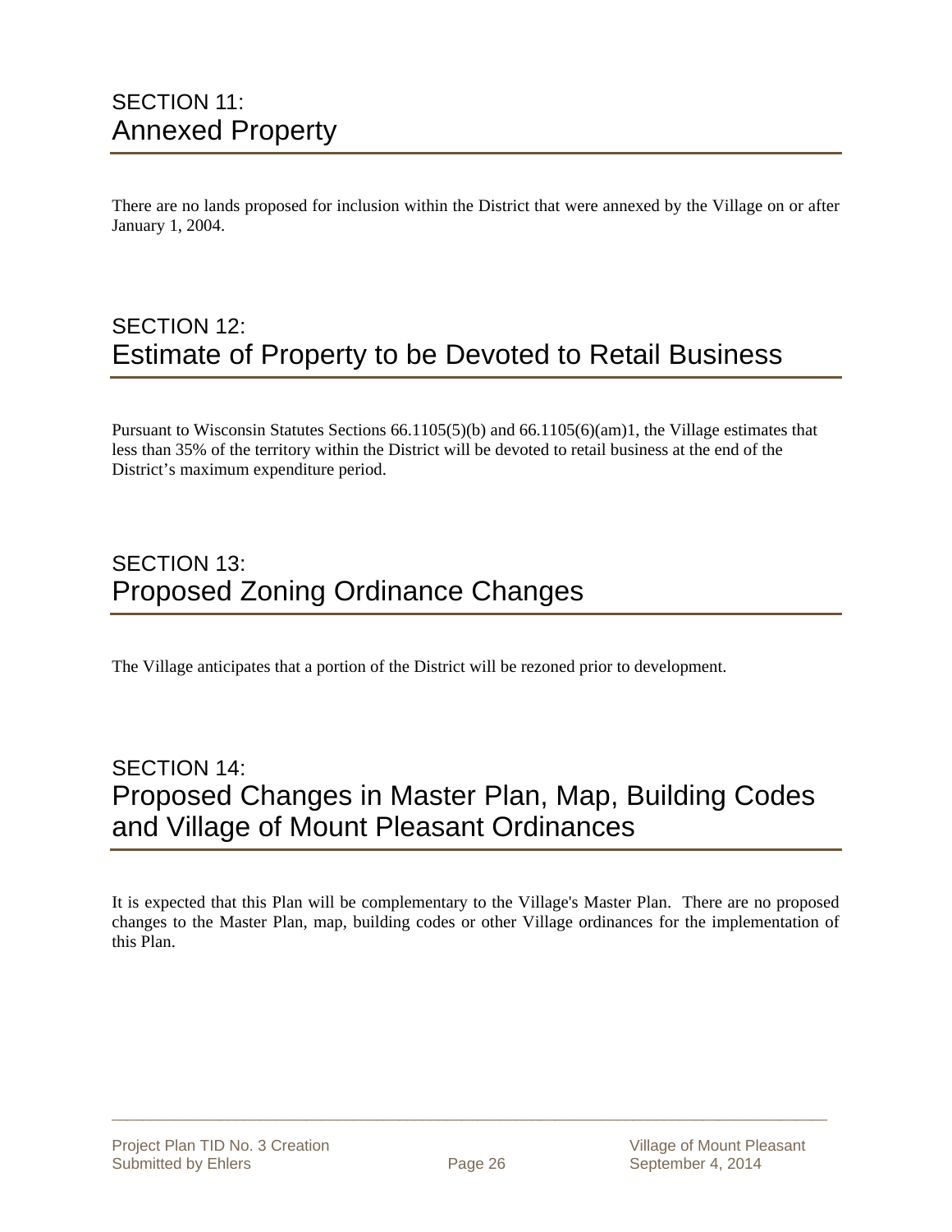## SECTION 11:
## Annexed Property

There are no lands proposed for inclusion within the District that were annexed by the Village on or after January 1, 2004.

## SECTION 12:
## Estimate of Property to be Devoted to Retail Business

Pursuant to Wisconsin Statutes Sections 66.1105(5)(b) and 66.1105(6)(am)1, the Village estimates that less than 35% of the territory within the District will be devoted to retail business at the end of the District's maximum expenditure period.

## SECTION 13:
## Proposed Zoning Ordinance Changes

The Village anticipates that a portion of the District will be rezoned prior to development.

## SECTION 14:
## Proposed Changes in Master Plan, Map, Building Codes and Village of Mount Pleasant Ordinances

It is expected that this Plan will be complementary to the Village's Master Plan. There are no proposed changes to the Master Plan, map, building codes or other Village ordinances for the implementation of this Plan.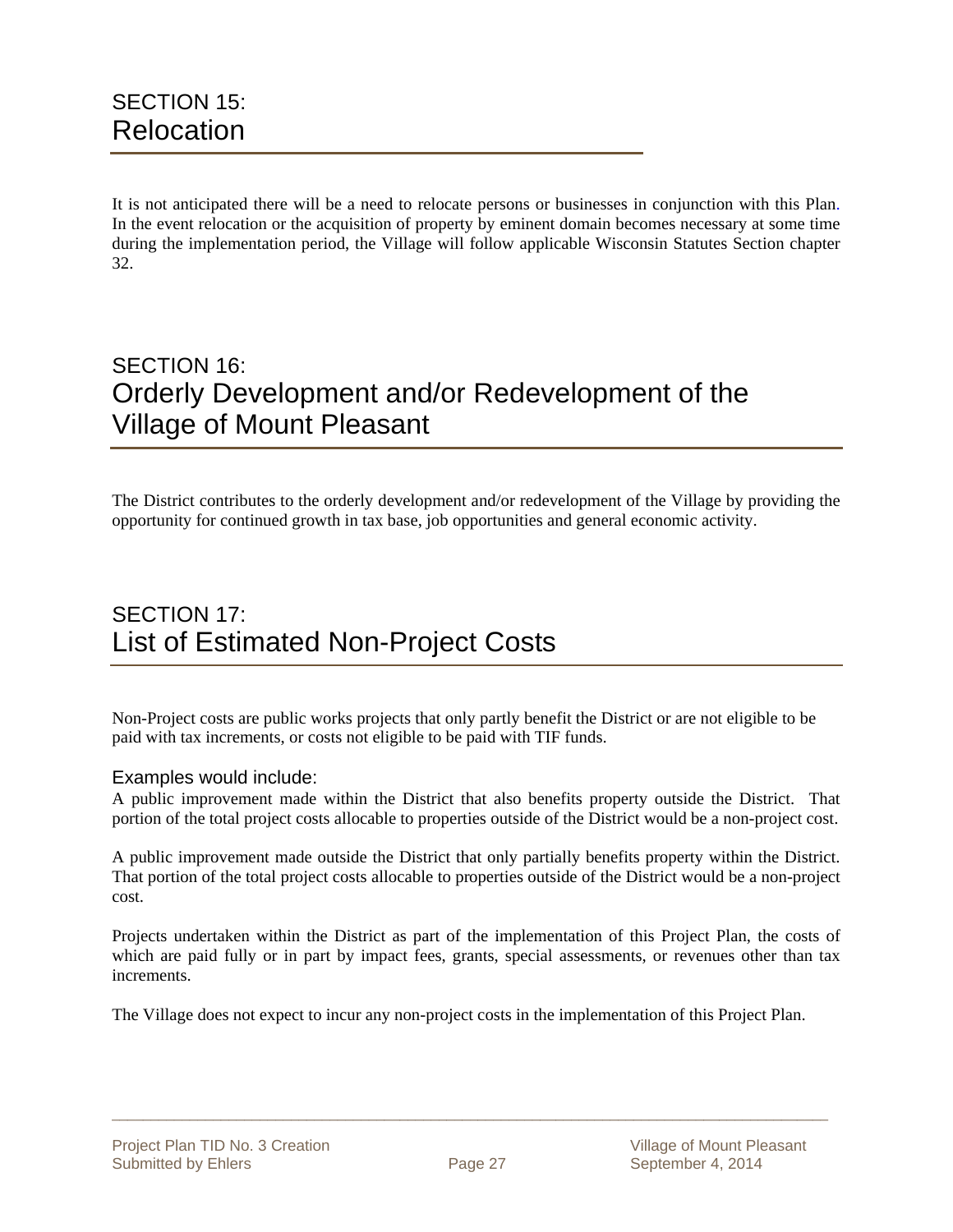# SECTION 15:
# Relocation

It is not anticipated there will be a need to relocate persons or businesses in conjunction with this Plan. In the event relocation or the acquisition of property by eminent domain becomes necessary at some time during the implementation period, the Village will follow applicable Wisconsin Statutes Section chapter 32.

# SECTION 16:
# Orderly Development and/or Redevelopment of the Village of Mount Pleasant

The District contributes to the orderly development and/or redevelopment of the Village by providing the opportunity for continued growth in tax base, job opportunities and general economic activity.

# SECTION 17:
# List of Estimated Non-Project Costs

Non-Project costs are public works projects that only partly benefit the District or are not eligible to be paid with tax increments, or costs not eligible to be paid with TIF funds.

### Examples would include:

A public improvement made within the District that also benefits property outside the District. That portion of the total project costs allocable to properties outside of the District would be a non-project cost.

A public improvement made outside the District that only partially benefits property within the District. That portion of the total project costs allocable to properties outside of the District would be a non-project cost.

Projects undertaken within the District as part of the implementation of this Project Plan, the costs of which are paid fully or in part by impact fees, grants, special assessments, or revenues other than tax increments.

The Village does not expect to incur any non-project costs in the implementation of this Project Plan.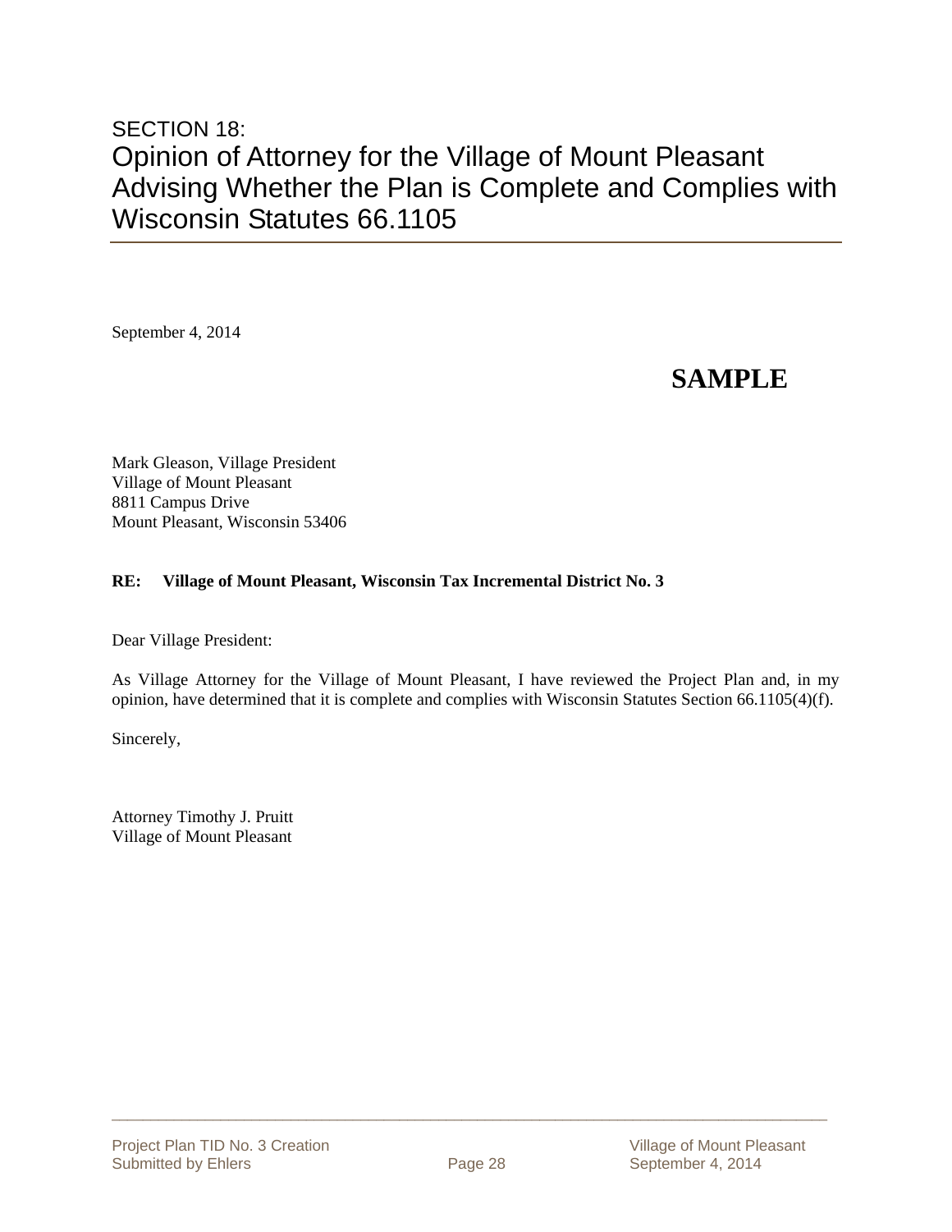SECTION 18:

# Opinion of Attorney for the Village of Mount Pleasant Advising Whether the Plan is Complete and Complies with Wisconsin Statutes 66.1105

September 4, 2014

**SAMPLE**

Mark Gleason, Village President
Village of Mount Pleasant
8811 Campus Drive
Mount Pleasant, Wisconsin 53406

**RE: Village of Mount Pleasant, Wisconsin Tax Incremental District No. 3**

Dear Village President:

As Village Attorney for the Village of Mount Pleasant, I have reviewed the Project Plan and, in my opinion, have determined that it is complete and complies with Wisconsin Statutes Section 66.1105(4)(f).

Sincerely,

Attorney Timothy J. Pruitt
Village of Mount Pleasant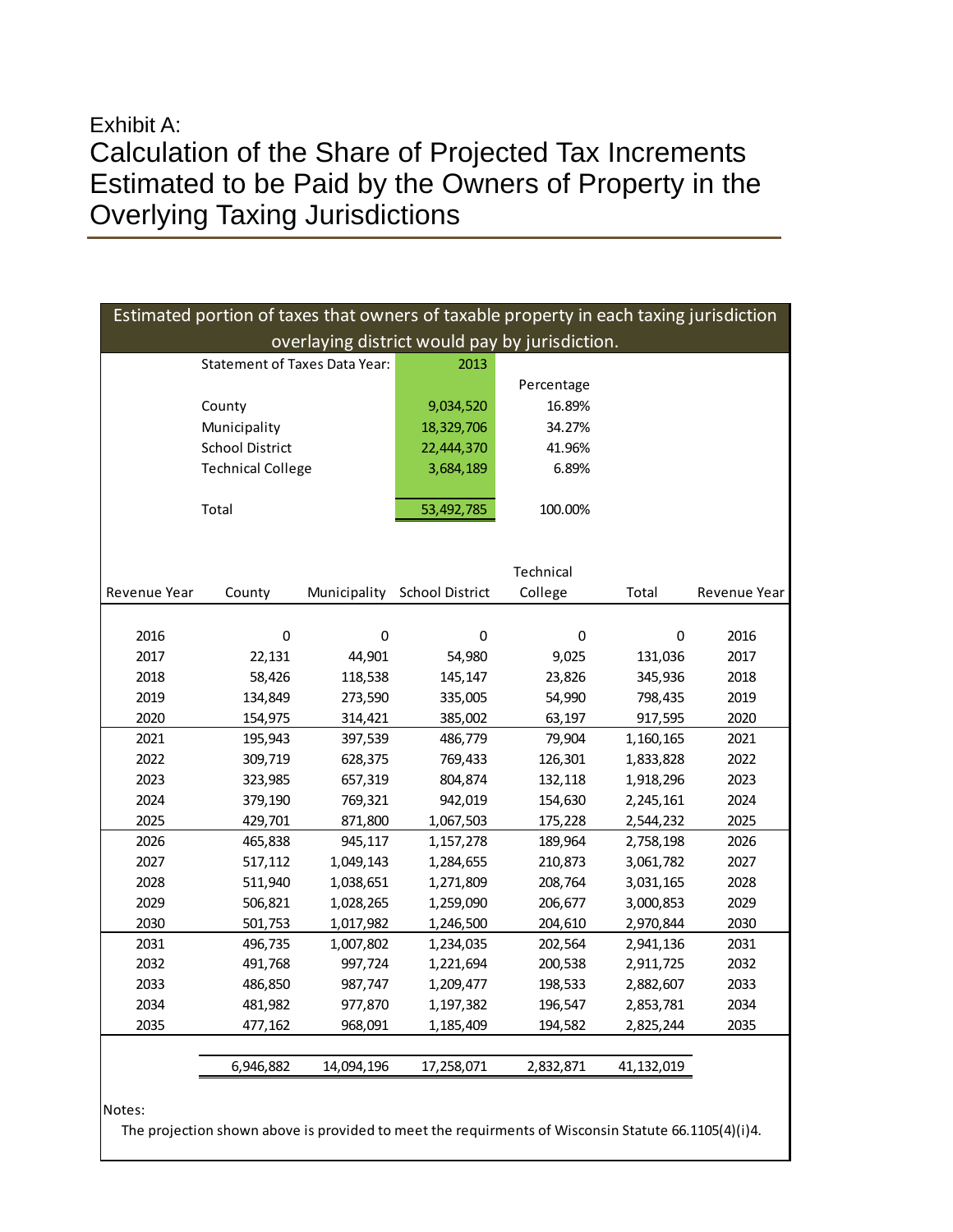Exhibit A:

# Calculation of the Share of Projected Tax Increments Estimated to be Paid by the Owners of Property in the Overlying Taxing Jurisdictions

Estimated portion of taxes that owners of taxable property in each taxing jurisdiction overlaying district would pay by jurisdiction.

| Statement of Taxes Data Year: | 2013 | Percentage |
|---|---|---|
| County | 9,034,520 | 16.89% |
| Municipality | 18,329,706 | 34.27% |
| School District | 22,444,370 | 41.96% |
| Technical College | 3,684,189 | 6.89% |
| Total | 53,492,785 | 100.00% |

| Revenue Year | County | Municipality | School District | Technical College | Total | Revenue Year |
|---|---|---|---|---|---|---|
| 2016 | 0 | 0 | 0 | 0 | 0 | 2016 |
| 2017 | 22,131 | 44,901 | 54,980 | 9,025 | 131,036 | 2017 |
| 2018 | 58,426 | 118,538 | 145,147 | 23,826 | 345,936 | 2018 |
| 2019 | 134,849 | 273,590 | 335,005 | 54,990 | 798,435 | 2019 |
| 2020 | 154,975 | 314,421 | 385,002 | 63,197 | 917,595 | 2020 |
| 2021 | 195,943 | 397,539 | 486,779 | 79,904 | 1,160,165 | 2021 |
| 2022 | 309,719 | 628,375 | 769,433 | 126,301 | 1,833,828 | 2022 |
| 2023 | 323,985 | 657,319 | 804,874 | 132,118 | 1,918,296 | 2023 |
| 2024 | 379,190 | 769,321 | 942,019 | 154,630 | 2,245,161 | 2024 |
| 2025 | 429,701 | 871,800 | 1,067,503 | 175,228 | 2,544,232 | 2025 |
| 2026 | 465,838 | 945,117 | 1,157,278 | 189,964 | 2,758,198 | 2026 |
| 2027 | 517,112 | 1,049,143 | 1,284,655 | 210,873 | 3,061,782 | 2027 |
| 2028 | 511,940 | 1,038,651 | 1,271,809 | 208,764 | 3,031,165 | 2028 |
| 2029 | 506,821 | 1,028,265 | 1,259,090 | 206,677 | 3,000,853 | 2029 |
| 2030 | 501,753 | 1,017,982 | 1,246,500 | 204,610 | 2,970,844 | 2030 |
| 2031 | 496,735 | 1,007,802 | 1,234,035 | 202,564 | 2,941,136 | 2031 |
| 2032 | 491,768 | 997,724 | 1,221,694 | 200,538 | 2,911,725 | 2032 |
| 2033 | 486,850 | 987,747 | 1,209,477 | 198,533 | 2,882,607 | 2033 |
| 2034 | 481,982 | 977,870 | 1,197,382 | 196,547 | 2,853,781 | 2034 |
| 2035 | 477,162 | 968,091 | 1,185,409 | 194,582 | 2,825,244 | 2035 |
| | 6,946,882 | 14,094,196 | 17,258,071 | 2,832,871 | 41,132,019 | |

Notes:

The projection shown above is provided to meet the requirments of Wisconsin Statute 66.1105(4)(i)4.